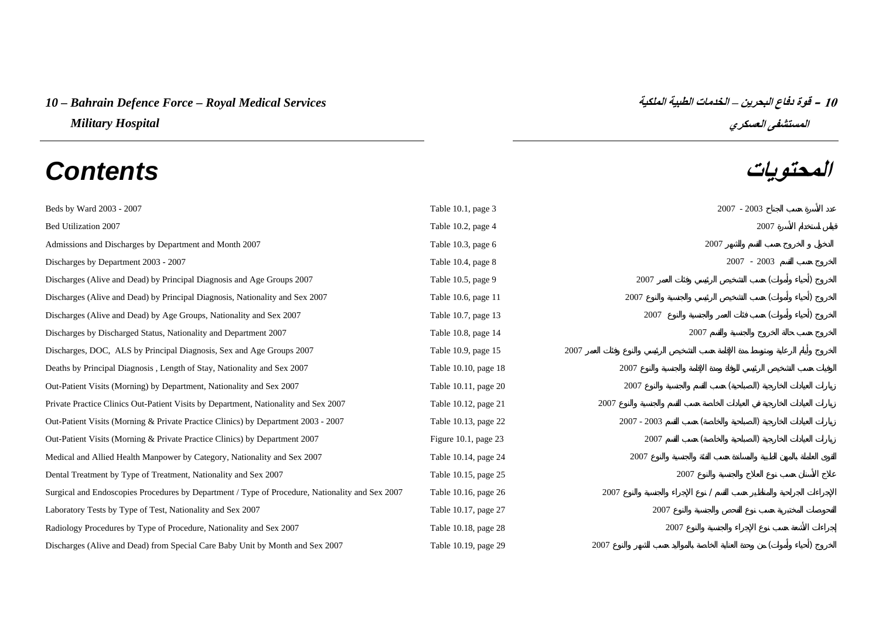*10 – Bahrain Defence Force – Royal Medical Services*

*Military Hospital*

**10 – قوة دفاع البحرين – الخدمات الطبية الملكية**

**المستشفى العسكري**

# Contents

# المحتويات

| | | |
|---|---|---|
| Beds by Ward 2003 - 2007 | Table 10.1, page 3 | عدد الأسرة حسب الجناح 2003 - 2007 |
| Bed Utilization 2007 | Table 10.2, page 4 | قياس استخدام الأسرة 2007 |
| Admissions and Discharges by Department and Month 2007 | Table 10.3, page 6 | الدخول و الخروج حسب القسم والشهر 2007 |
| Discharges by Department 2003 - 2007 | Table 10.4, page 8 | الخروج حسب القسم 2003 - 2007 |
| Discharges (Alive and Dead) by Principal Diagnosis and Age Groups 2007 | Table 10.5, page 9 | الخروج (أحياء وأموات) حسب التشخيص الرئيسي وفئات العمر 2007 |
| Discharges (Alive and Dead) by Principal Diagnosis, Nationality and Sex 2007 | Table 10.6, page 11 | الخروج (أحياء وأموات) حسب التشخيص الرئيسي والجنسية والنوع 2007 |
| Discharges (Alive and Dead) by Age Groups, Nationality and Sex 2007 | Table 10.7, page 13 | الخروج (أحياء وأموات) حسب فئات العمر والجنسية والنوع 2007 |
| Discharges by Discharged Status, Nationality and Department 2007 | Table 10.8, page 14 | الخروج حسب حالة الخروج والجنسية والقسم 2007 |
| Discharges, DOC, ALS by Principal Diagnosis, Sex and Age Groups 2007 | Table 10.9, page 15 | الخروج وأيام الرعاية ومتوسط مدة الإقامة حسب التشخيص الرئيسي والنوع وفئات العمر 2007 |
| Deaths by Principal Diagnosis , Length of Stay, Nationality and Sex 2007 | Table 10.10, page 18 | الوفيات حسب التشخيص الرئيسي للوفاة ومدة الإقامة والجنسية والنوع 2007 |
| Out-Patient Visits (Morning) by Department, Nationality and Sex 2007 | Table 10.11, page 20 | زيارات العيادات الخارجية (الصباحية) حسب القسم والجنسية والنوع 2007 |
| Private Practice Clinics Out-Patient Visits by Department, Nationality and Sex 2007 | Table 10.12, page 21 | زيارات العيادات الخارجية في العيادات الخاصة حسب القسم والجنسية والنوع 2007 |
| Out-Patient Visits (Morning & Private Practice Clinics) by Department 2003 - 2007 | Table 10.13, page 22 | زيارات العيادات الخارجية (الصباحية والخاصة) حسب القسم 2003 - 2007 |
| Out-Patient Visits (Morning & Private Practice Clinics) by Department 2007 | Figure 10.1, page 23 | زيارات العيادات الخارجية (الصباحية والخاصة) حسب القسم 2007 |
| Medical and Allied Health Manpower by Category, Nationality and Sex 2007 | Table 10.14, page 24 | القوى العاملة بالمهن الطبية والمساندة حسب الفئة والجنسية والنوع 2007 |
| Dental Treatment by Type of Treatment, Nationality and Sex 2007 | Table 10.15, page 25 | علاج الأسنان حسب نوع العلاج والجنسية والنوع 2007 |
| Surgical and Endoscopies Procedures by Department / Type of Procedure, Nationality and Sex 2007 | Table 10.16, page 26 | الإجراءات الجراحية والمناظير حسب القسم / نوع الإجراء والجنسية والنوع 2007 |
| Laboratory Tests by Type of Test, Nationality and Sex 2007 | Table 10.17, page 27 | الفحوصات المختبرية حسب نوع الفحص والجنسية والنوع 2007 |
| Radiology Procedures by Type of Procedure, Nationality and Sex 2007 | Table 10.18, page 28 | إجراءات الأشعة حسب نوع الإجراء والجنسية والنوع 2007 |
| Discharges (Alive and Dead) from Special Care Baby Unit by Month and Sex 2007 | Table 10.19, page 29 | الخروج (أحياء وأموات) من وحدة العناية الخاصة بالمواليد حسب الشهر والنوع 2007 |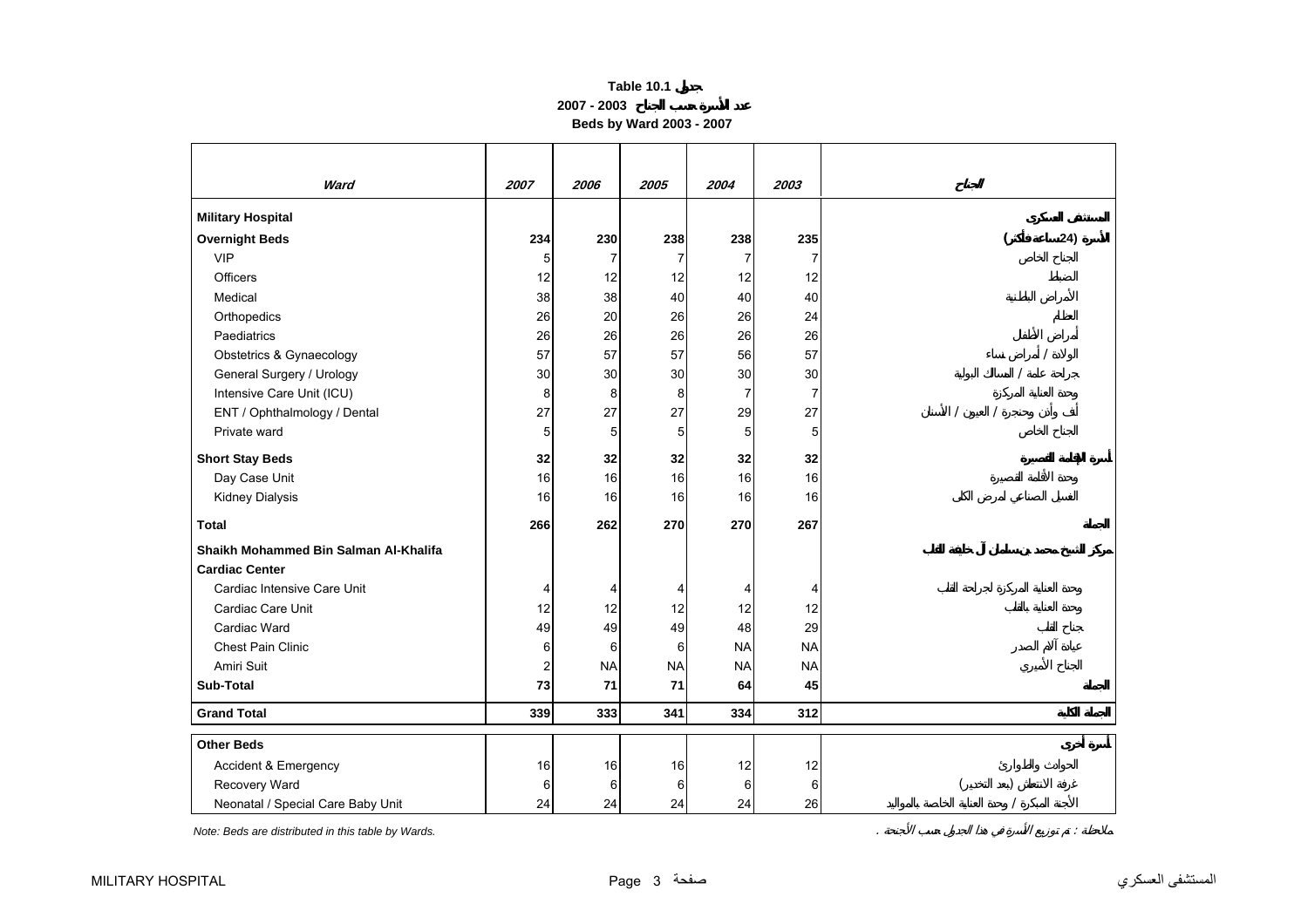**Table 10.1 جدول**

**عدد الأسرة حسب الجناح 2003 - 2007**

**Beds by Ward 2003 - 2007**

| *Ward* | *2007* | *2006* | *2005* | *2004* | *2003* | *الجناح* |
|---|---|---|---|---|---|---|
| **Military Hospital** | | | | | | **المستشفى العسكري** |
| **Overnight Beds** | **234** | **230** | **238** | **238** | **235** | **الأسرة (24 ساعة فأكثر)** |
| VIP | 5 | 7 | 7 | 7 | 7 | الجناح الخاص |
| Officers | 12 | 12 | 12 | 12 | 12 | الضباط |
| Medical | 38 | 38 | 40 | 40 | 40 | الأمراض الباطنية |
| Orthopedics | 26 | 20 | 26 | 26 | 24 | العظام |
| Paediatrics | 26 | 26 | 26 | 26 | 26 | أمراض الأطفال |
| Obstetrics & Gynaecology | 57 | 57 | 57 | 56 | 57 | الولادة / أمراض نساء |
| General Surgery / Urology | 30 | 30 | 30 | 30 | 30 | جراحة عامة / المسالك البولية |
| Intensive Care Unit (ICU) | 8 | 8 | 8 | 7 | 7 | وحدة العناية المركزة |
| ENT / Ophthalmology / Dental | 27 | 27 | 27 | 29 | 27 | أنف وأذن وحنجرة / العيون / الأسنان |
| Private ward | 5 | 5 | 5 | 5 | 5 | الجناح الخاص |
| **Short Stay Beds** | **32** | **32** | **32** | **32** | **32** | **أسرة الإقامة القصيرة** |
| Day Case Unit | 16 | 16 | 16 | 16 | 16 | وحدة الإقامة القصيرة |
| Kidney Dialysis | 16 | 16 | 16 | 16 | 16 | الغسيل الصناعي لمرض الكلى |
| **Total** | **266** | **262** | **270** | **270** | **267** | **الجملة** |
| **Shaikh Mohammed Bin Salman Al-Khalifa** | | | | | | **مركز الشيخ محمد بن سلمان آل خليفة للقلب** |
| **Cardiac Center** | | | | | | |
| Cardiac Intensive Care Unit | 4 | 4 | 4 | 4 | 4 | وحدة العناية المركزة لجراحة القلب |
| Cardiac Care Unit | 12 | 12 | 12 | 12 | 12 | وحدة العناية بالقلب |
| Cardiac Ward | 49 | 49 | 49 | 48 | 29 | جناح القلب |
| Chest Pain Clinic | 6 | 6 | 6 | NA | NA | عيادة آلام الصدر |
| Amiri Suit | 2 | NA | NA | NA | NA | الجناح الأميري |
| **Sub-Total** | **73** | **71** | **71** | **64** | **45** | **الجملة** |
| **Grand Total** | **339** | **333** | **341** | **334** | **312** | **الجملة الكلية** |
| **Other Beds** | | | | | | **أسرة أخرى** |
| Accident & Emergency | 16 | 16 | 16 | 12 | 12 | الحوادث والطوارئ |
| Recovery Ward | 6 | 6 | 6 | 6 | 6 | غرفة الانتعاش (بعد التخدير) |
| Neonatal / Special Care Baby Unit | 24 | 24 | 24 | 24 | 26 | الأجنة المبكرة / وحدة العناية الخاصة بالمواليد |

*Note: Beds are distributed in this table by Wards.*

*ملاحظة : تم توزيع الأسرة في هذا الجدول حسب الأجنحة .*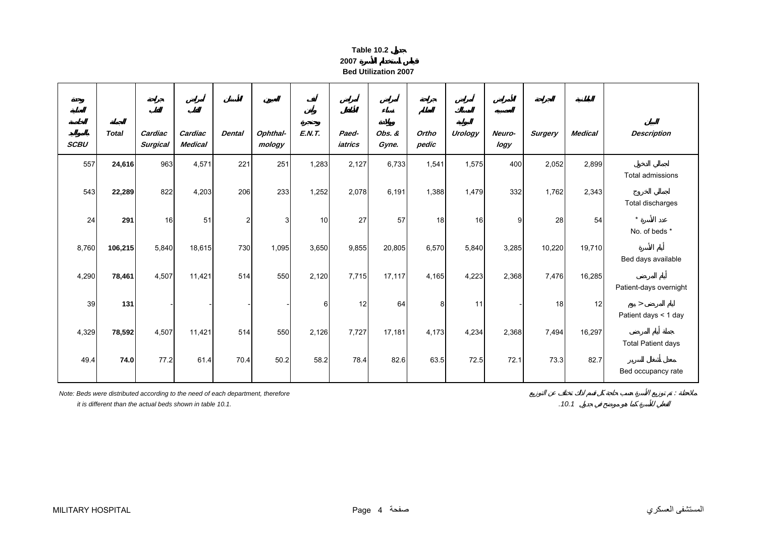**Table 10.2 جدول**

**2007 قياس استخدام الأسرة**

**Bed Utilization 2007**

| وحدة العناية الخاصة بالمواليد *SCBU* | الجملة *Total* | جراحة القلب *Cardiac Surgical* | أمراض القلب *Cardiac Medical* | الأسنان *Dental* | العيون *Ophthal-mology* | أنف وأذن وحنجرة *E.N.T.* | أمراض الأطفال *Paed-iatrics* | أمراض نساء وولادة *Obs. & Gyne.* | جراحة العظام *Ortho pedic* | أمراض المسالك البولية *Urology* | الأمراض العصبية *Neuro-logy* | الجراحة *Surgery* | الباطنية *Medical* | البيان *Description* |
|---|---|---|---|---|---|---|---|---|---|---|---|---|---|---|
| 557 | **24,616** | 963 | 4,571 | 221 | 251 | 1,283 | 2,127 | 6,733 | 1,541 | 1,575 | 400 | 2,052 | 2,899 | اجمالي الدخول Total admissions |
| 543 | **22,289** | 822 | 4,203 | 206 | 233 | 1,252 | 2,078 | 6,191 | 1,388 | 1,479 | 332 | 1,762 | 2,343 | اجمالي الخروج Total discharges |
| 24 | **291** | 16 | 51 | 2 | 3 | 10 | 27 | 57 | 18 | 16 | 9 | 28 | 54 | عدد الأسرة * No. of beds * |
| 8,760 | **106,215** | 5,840 | 18,615 | 730 | 1,095 | 3,650 | 9,855 | 20,805 | 6,570 | 5,840 | 3,285 | 10,220 | 19,710 | أيام الأسرة Bed days available |
| 4,290 | **78,461** | 4,507 | 11,421 | 514 | 550 | 2,120 | 7,715 | 17,117 | 4,165 | 4,223 | 2,368 | 7,476 | 16,285 | أيام المرضى Patient-days overnight |
| 39 | **131** | - | - | - | - | 6 | 12 | 64 | 8 | 11 | - | 18 | 12 | أيام المرضى < يوم Patient days < 1 day |
| 4,329 | **78,592** | 4,507 | 11,421 | 514 | 550 | 2,126 | 7,727 | 17,181 | 4,173 | 4,234 | 2,368 | 7,494 | 16,297 | جملة أيام المرضى Total Patient days |
| 49.4 | **74.0** | 77.2 | 61.4 | 70.4 | 50.2 | 58.2 | 78.4 | 82.6 | 63.5 | 72.5 | 72.1 | 73.3 | 82.7 | معدل اشغال السرير Bed occupancy rate |

*Note: Beds were distributed according to the need of each department, therefore it is different than the actual beds shown in table 10.1.*

ملاحظة : تم توزيع الأسرة حسب حاجة كل قسم لذلك تختلف عن التوزيع الفعلي للأسرة كما هو موضح في جدول 10.1.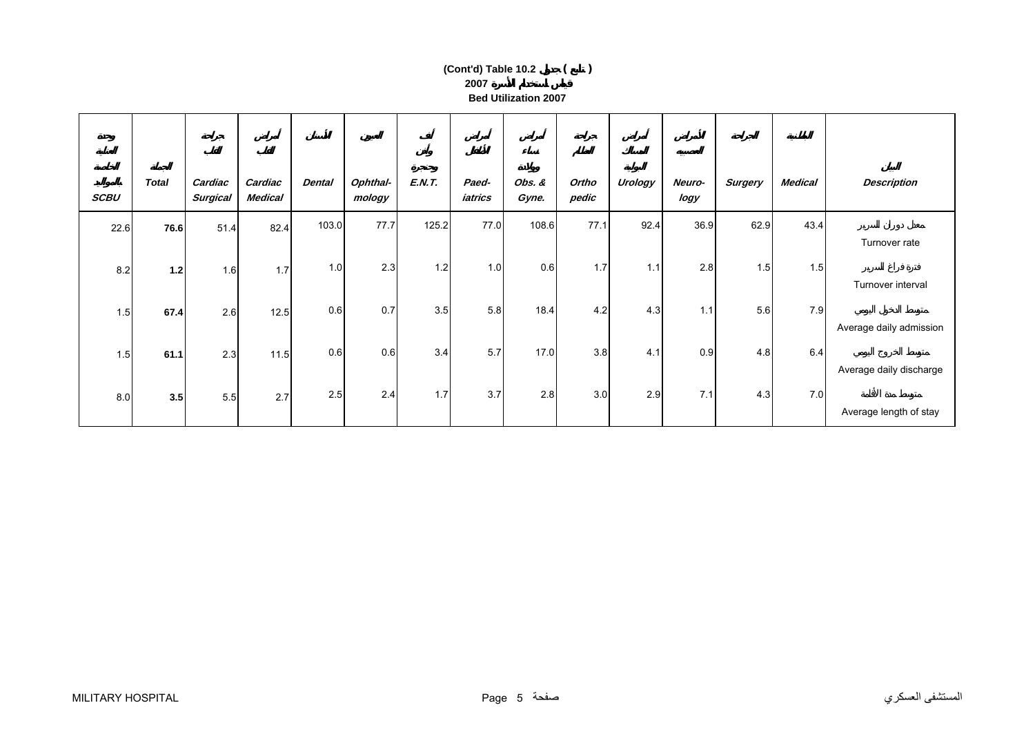**(Cont'd) Table 10.2 جدول ( تابع )**

**2007 قياس استخدام الأسرة**

**Bed Utilization 2007**

| وحدة العناية الخاصة بالمواليد *SCBU* | الجملة *Total* | جراحة القلب *Cardiac Surgical* | أمراض القلب *Cardiac Medical* | الأسنان *Dental* | العيون *Ophthal-mology* | أنف وأذن وحنجرة *E.N.T.* | أمراض الأطفال *Paed-iatrics* | أمراض نساء وولادة *Obs. & Gyne.* | جراحة العظام *Ortho pedic* | أمراض المسالك البولية *Urology* | الأمراض العصبية *Neuro-logy* | الجراحة *Surgery* | الباطنية *Medical* | البيان *Description* |
|---|---|---|---|---|---|---|---|---|---|---|---|---|---|---|
| 22.6 | **76.6** | 51.4 | 82.4 | 103.0 | 77.7 | 125.2 | 77.0 | 108.6 | 77.1 | 92.4 | 36.9 | 62.9 | 43.4 | معدل دوران السرير Turnover rate |
| 8.2 | **1.2** | 1.6 | 1.7 | 1.0 | 2.3 | 1.2 | 1.0 | 0.6 | 1.7 | 1.1 | 2.8 | 1.5 | 1.5 | فترة فراغ السرير Turnover interval |
| 1.5 | **67.4** | 2.6 | 12.5 | 0.6 | 0.7 | 3.5 | 5.8 | 18.4 | 4.2 | 4.3 | 1.1 | 5.6 | 7.9 | متوسط الدخول اليومي Average daily admission |
| 1.5 | **61.1** | 2.3 | 11.5 | 0.6 | 0.6 | 3.4 | 5.7 | 17.0 | 3.8 | 4.1 | 0.9 | 4.8 | 6.4 | متوسط الخروج اليومي Average daily discharge |
| 8.0 | **3.5** | 5.5 | 2.7 | 2.5 | 2.4 | 1.7 | 3.7 | 2.8 | 3.0 | 2.9 | 7.1 | 4.3 | 7.0 | متوسط مدة الاقامة Average length of stay |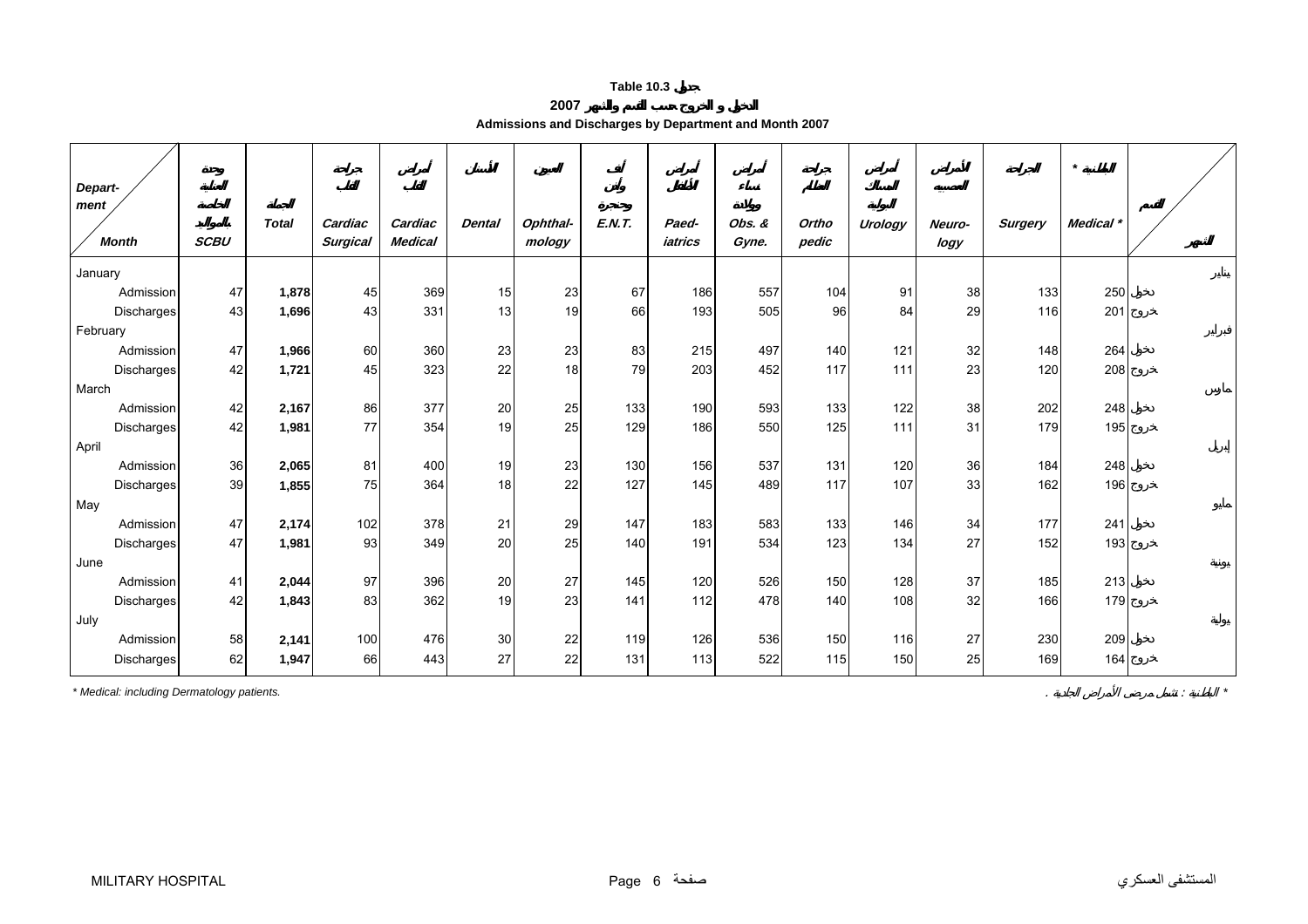**Table 10.3 جدول**

**2007 الدخول و الخروج حسب القسم والشهر**

**Admissions and Discharges by Department and Month 2007**

| Department / Month | وحدة العناية الخاصة بالمواليد SCBU | الجملة Total | جراحة القلب Cardiac Surgical | أمراض القلب Cardiac Medical | الأسنان Dental | العيون Ophthalmology | أنف وأذن وحنجرة E.N.T. | أمراض الأطفال Paediatrics | أمراض نساء وولادة Obs. & Gyne. | جراحة العظام Orthopedic | أمراض المسالك البولية Urology | الأمراض العصبية Neurology | الجراحة Surgery | الباطنية * Medical * | القسم / الشهر |
|---|---|---|---|---|---|---|---|---|---|---|---|---|---|---|---|
| January | | | | | | | | | | | | | | | يناير |
| Admission | 47 | **1,878** | 45 | 369 | 15 | 23 | 67 | 186 | 557 | 104 | 91 | 38 | 133 | 250 | دخول |
| Discharges | 43 | **1,696** | 43 | 331 | 13 | 19 | 66 | 193 | 505 | 96 | 84 | 29 | 116 | 201 | خروج |
| February | | | | | | | | | | | | | | | فبراير |
| Admission | 47 | **1,966** | 60 | 360 | 23 | 23 | 83 | 215 | 497 | 140 | 121 | 32 | 148 | 264 | دخول |
| Discharges | 42 | **1,721** | 45 | 323 | 22 | 18 | 79 | 203 | 452 | 117 | 111 | 23 | 120 | 208 | خروج |
| March | | | | | | | | | | | | | | | مارس |
| Admission | 42 | **2,167** | 86 | 377 | 20 | 25 | 133 | 190 | 593 | 133 | 122 | 38 | 202 | 248 | دخول |
| Discharges | 42 | **1,981** | 77 | 354 | 19 | 25 | 129 | 186 | 550 | 125 | 111 | 31 | 179 | 195 | خروج |
| April | | | | | | | | | | | | | | | إبريل |
| Admission | 36 | **2,065** | 81 | 400 | 19 | 23 | 130 | 156 | 537 | 131 | 120 | 36 | 184 | 248 | دخول |
| Discharges | 39 | **1,855** | 75 | 364 | 18 | 22 | 127 | 145 | 489 | 117 | 107 | 33 | 162 | 196 | خروج |
| May | | | | | | | | | | | | | | | مايو |
| Admission | 47 | **2,174** | 102 | 378 | 21 | 29 | 147 | 183 | 583 | 133 | 146 | 34 | 177 | 241 | دخول |
| Discharges | 47 | **1,981** | 93 | 349 | 20 | 25 | 140 | 191 | 534 | 123 | 134 | 27 | 152 | 193 | خروج |
| June | | | | | | | | | | | | | | | يونية |
| Admission | 41 | **2,044** | 97 | 396 | 20 | 27 | 145 | 120 | 526 | 150 | 128 | 37 | 185 | 213 | دخول |
| Discharges | 42 | **1,843** | 83 | 362 | 19 | 23 | 141 | 112 | 478 | 140 | 108 | 32 | 166 | 179 | خروج |
| July | | | | | | | | | | | | | | | يولية |
| Admission | 58 | **2,141** | 100 | 476 | 30 | 22 | 119 | 126 | 536 | 150 | 116 | 27 | 230 | 209 | دخول |
| Discharges | 62 | **1,947** | 66 | 443 | 27 | 22 | 131 | 113 | 522 | 115 | 150 | 25 | 169 | 164 | خروج |

*\* Medical: including Dermatology patients.*

\* الباطنية : تشمل مرضى الأمراض الجلدية .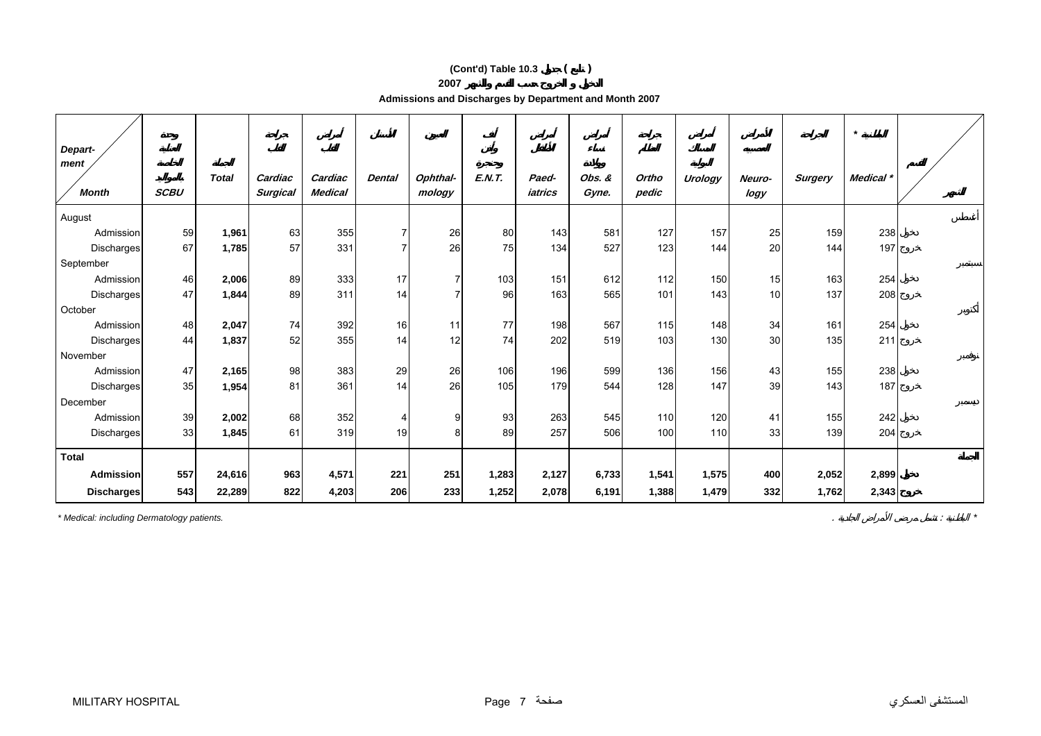**(Cont'd) Table 10.3 جدول ( تابع )**

**2007 الدخول و الخروج حسب القسم والشهر**

**Admissions and Discharges by Department and Month 2007**

| Depart-ment / Month | وحدة العناية الخاصة بالمواليد SCBU | الجملة Total | جراحة القلب Cardiac Surgical | أمراض القلب Cardiac Medical | الأسنان Dental | العيون Ophthal-mology | أنف وأذن وحنجرة E.N.T. | أمراض الأطفال Paed-iatrics | أمراض نساء وولادة Obs. & Gyne. | جراحة العظام Ortho pedic | أمراض المسالك البولية Urology | الأمراض العصبية Neuro-logy | الجراحة Surgery | الباطنية * Medical * | القسم / الشهر |
|---|---|---|---|---|---|---|---|---|---|---|---|---|---|---|---|
| August | | | | | | | | | | | | | | | أغسطس |
| Admission | 59 | **1,961** | 63 | 355 | 7 | 26 | 80 | 143 | 581 | 127 | 157 | 25 | 159 | 238 | دخول |
| Discharges | 67 | **1,785** | 57 | 331 | 7 | 26 | 75 | 134 | 527 | 123 | 144 | 20 | 144 | 197 | خروج |
| September | | | | | | | | | | | | | | | سبتمبر |
| Admission | 46 | **2,006** | 89 | 333 | 17 | 7 | 103 | 151 | 612 | 112 | 150 | 15 | 163 | 254 | دخول |
| Discharges | 47 | **1,844** | 89 | 311 | 14 | 7 | 96 | 163 | 565 | 101 | 143 | 10 | 137 | 208 | خروج |
| October | | | | | | | | | | | | | | | أكتوبر |
| Admission | 48 | **2,047** | 74 | 392 | 16 | 11 | 77 | 198 | 567 | 115 | 148 | 34 | 161 | 254 | دخول |
| Discharges | 44 | **1,837** | 52 | 355 | 14 | 12 | 74 | 202 | 519 | 103 | 130 | 30 | 135 | 211 | خروج |
| November | | | | | | | | | | | | | | | نوفمبر |
| Admission | 47 | **2,165** | 98 | 383 | 29 | 26 | 106 | 196 | 599 | 136 | 156 | 43 | 155 | 238 | دخول |
| Discharges | 35 | **1,954** | 81 | 361 | 14 | 26 | 105 | 179 | 544 | 128 | 147 | 39 | 143 | 187 | خروج |
| December | | | | | | | | | | | | | | | ديسمبر |
| Admission | 39 | **2,002** | 68 | 352 | 4 | 9 | 93 | 263 | 545 | 110 | 120 | 41 | 155 | 242 | دخول |
| Discharges | 33 | **1,845** | 61 | 319 | 19 | 8 | 89 | 257 | 506 | 100 | 110 | 33 | 139 | 204 | خروج |
| **Total** | | | | | | | | | | | | | | | **الجملة** |
| **Admission** | **557** | **24,616** | **963** | **4,571** | **221** | **251** | **1,283** | **2,127** | **6,733** | **1,541** | **1,575** | **400** | **2,052** | **2,899** | **دخول** |
| **Discharges** | **543** | **22,289** | **822** | **4,203** | **206** | **233** | **1,252** | **2,078** | **6,191** | **1,388** | **1,479** | **332** | **1,762** | **2,343** | **خروج** |

*\* Medical: including Dermatology patients.*

\* الباطنية : تشمل مرضى الأمراض الجلدية .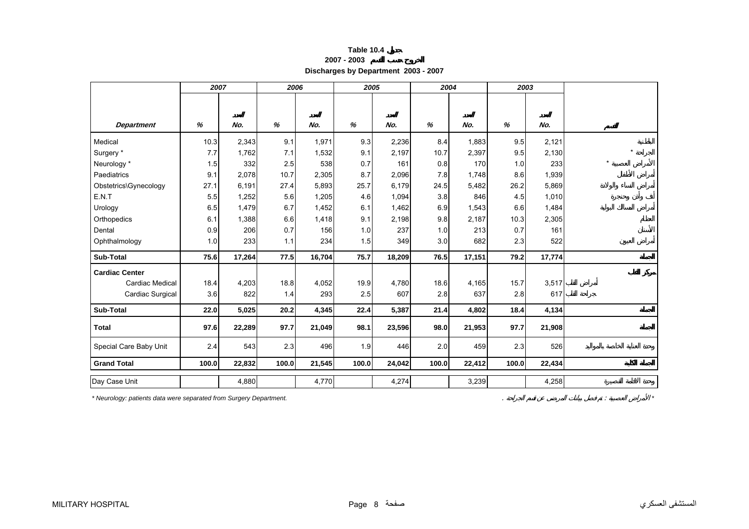**Table 10.4 جدول**

**2007 - 2003 الخروج حسب القسم**

**Discharges by Department 2003 - 2007**

| Department | 2007 % | 2007 No. العدد | 2006 % | 2006 No. العدد | 2005 % | 2005 No. العدد | 2004 % | 2004 No. العدد | 2003 % | 2003 No. العدد | القسم |
|---|---|---|---|---|---|---|---|---|---|---|---|
| Medical | 10.3 | 2,343 | 9.1 | 1,971 | 9.3 | 2,236 | 8.4 | 1,883 | 9.5 | 2,121 | الباطنية |
| Surgery * | 7.7 | 1,762 | 7.1 | 1,532 | 9.1 | 2,197 | 10.7 | 2,397 | 9.5 | 2,130 | الجراحة * |
| Neurology * | 1.5 | 332 | 2.5 | 538 | 0.7 | 161 | 0.8 | 170 | 1.0 | 233 | الأمراض العصبية * |
| Paediatrics | 9.1 | 2,078 | 10.7 | 2,305 | 8.7 | 2,096 | 7.8 | 1,748 | 8.6 | 1,939 | أمراض الأطفال |
| Obstetrics\Gynecology | 27.1 | 6,191 | 27.4 | 5,893 | 25.7 | 6,179 | 24.5 | 5,482 | 26.2 | 5,869 | أمراض النساء والولادة |
| E.N.T | 5.5 | 1,252 | 5.6 | 1,205 | 4.6 | 1,094 | 3.8 | 846 | 4.5 | 1,010 | أنف وأذن وحنجرة |
| Urology | 6.5 | 1,479 | 6.7 | 1,452 | 6.1 | 1,462 | 6.9 | 1,543 | 6.6 | 1,484 | أمراض المسالك البولية |
| Orthopedics | 6.1 | 1,388 | 6.6 | 1,418 | 9.1 | 2,198 | 9.8 | 2,187 | 10.3 | 2,305 | العظام |
| Dental | 0.9 | 206 | 0.7 | 156 | 1.0 | 237 | 1.0 | 213 | 0.7 | 161 | الأسنان |
| Ophthalmology | 1.0 | 233 | 1.1 | 234 | 1.5 | 349 | 3.0 | 682 | 2.3 | 522 | أمراض العيون |
| **Sub-Total** | **75.6** | **17,264** | **77.5** | **16,704** | **75.7** | **18,209** | **76.5** | **17,151** | **79.2** | **17,774** | **الجملة** |
| **Cardiac Center** | | | | | | | | | | | **مركز القلب** |
| Cardiac Medical | 18.4 | 4,203 | 18.8 | 4,052 | 19.9 | 4,780 | 18.6 | 4,165 | 15.7 | 3,517 | أمراض القلب |
| Cardiac Surgical | 3.6 | 822 | 1.4 | 293 | 2.5 | 607 | 2.8 | 637 | 2.8 | 617 | جراحة القلب |
| **Sub-Total** | **22.0** | **5,025** | **20.2** | **4,345** | **22.4** | **5,387** | **21.4** | **4,802** | **18.4** | **4,134** | **الجملة** |
| **Total** | **97.6** | **22,289** | **97.7** | **21,049** | **98.1** | **23,596** | **98.0** | **21,953** | **97.7** | **21,908** | **الجملة** |
| Special Care Baby Unit | 2.4 | 543 | 2.3 | 496 | 1.9 | 446 | 2.0 | 459 | 2.3 | 526 | وحدة العناية الخاصة بالمواليد |
| **Grand Total** | **100.0** | **22,832** | **100.0** | **21,545** | **100.0** | **24,042** | **100.0** | **22,412** | **100.0** | **22,434** | **الجملة الكلية** |
| Day Case Unit | | 4,880 | | 4,770 | | 4,274 | | 3,239 | | 4,258 | وحدة الاقامة القصيرة |

*\* Neurology: patients data were separated from Surgery Department.*

*\* الأمراض العصبية : تم فصل بيانات المرضى عن قسم الجراحة .*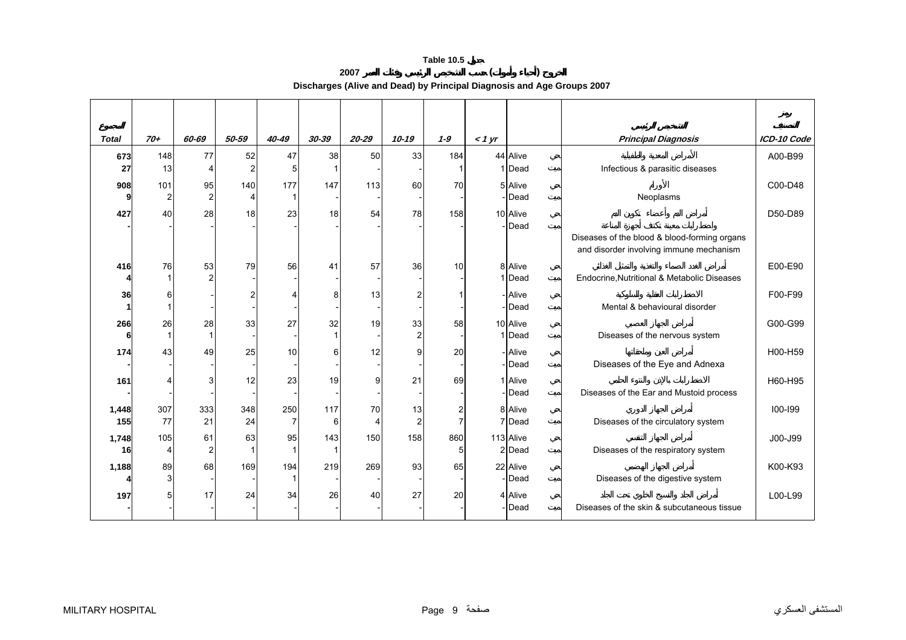**Table 10.5 جدول**

**الخروج (أحياء وأموات) حسب التشخيص الرئيسي وفئات العمر 2007**

**Discharges (Alive and Dead) by Principal Diagnosis and Age Groups 2007**

| المجموع *Total* | *70+* | *60-69* | *50-59* | *40-49* | *30-39* | *20-29* | *10-19* | *1-9* | *< 1 yr* | | | التشخيص الرئيسي *Principal Diagnosis* | رمز التصنيف *ICD-10 Code* |
|---|---|---|---|---|---|---|---|---|---|---|---|---|---|
| **673** | 148 | 77 | 52 | 47 | 38 | 50 | 33 | 184 | 44 | Alive | حي | الأمراض المعدية والطفيلية | A00-B99 |
| **27** | 13 | 4 | 2 | 5 | 1 | - | - | 1 | 1 | Dead | ميت | Infectious & parasitic diseases | |
| **908** | 101 | 95 | 140 | 177 | 147 | 113 | 60 | 70 | 5 | Alive | حي | الأورام | C00-D48 |
| **9** | 2 | 2 | 4 | 1 | - | - | - | - | - | Dead | ميت | Neoplasms | |
| **427** | 40 | 28 | 18 | 23 | 18 | 54 | 78 | 158 | 10 | Alive | حي | أمراض الدم وأعضاء تكوين الدم واضطرابات معينة تكتنف أجهزة المناعة | D50-D89 |
| **-** | - | - | - | - | - | - | - | - | - | Dead | ميت | Diseases of the blood & blood-forming organs and disorder involving immune mechanism | |
| **416** | 76 | 53 | 79 | 56 | 41 | 57 | 36 | 10 | 8 | Alive | حي | أمراض الغدد الصماء والتغذية والتمثل الغذائي | E00-E90 |
| **4** | 1 | 2 | - | - | - | - | - | - | 1 | Dead | ميت | Endocrine,Nutritional & Metabolic Diseases | |
| **36** | 6 | - | 2 | 4 | 8 | 13 | 2 | 1 | - | Alive | حي | الاضطرابات العقلية والسلوكية | F00-F99 |
| **1** | 1 | - | - | - | - | - | - | - | - | Dead | ميت | Mental & behavioural disorder | |
| **266** | 26 | 28 | 33 | 27 | 32 | 19 | 33 | 58 | 10 | Alive | حي | أمراض الجهاز العصبي | G00-G99 |
| **6** | 1 | 1 | - | - | 1 | - | 2 | - | 1 | Dead | ميت | Diseases of the nervous system | |
| **174** | 43 | 49 | 25 | 10 | 6 | 12 | 9 | 20 | - | Alive | حي | أمراض العين وملحقاتها | H00-H59 |
| **-** | - | - | - | - | - | - | - | - | - | Dead | ميت | Diseases of the Eye and Adnexa | |
| **161** | 4 | 3 | 12 | 23 | 19 | 9 | 21 | 69 | 1 | Alive | حي | الاضطرابات بالإذن والنتوء الحلمي | H60-H95 |
| **-** | - | - | - | - | - | - | - | - | - | Dead | ميت | Diseases of the Ear and Mustoid process | |
| **1,448** | 307 | 333 | 348 | 250 | 117 | 70 | 13 | 2 | 8 | Alive | حي | أمراض الجهاز الدوري | I00-I99 |
| **155** | 77 | 21 | 24 | 7 | 6 | 4 | 2 | 7 | 7 | Dead | ميت | Diseases of the circulatory system | |
| **1,748** | 105 | 61 | 63 | 95 | 143 | 150 | 158 | 860 | 113 | Alive | حي | أمراض الجهاز التنفسي | J00-J99 |
| **16** | 4 | 2 | 1 | 1 | 1 | | | 5 | 2 | Dead | ميت | Diseases of the respiratory system | |
| **1,188** | 89 | 68 | 169 | 194 | 219 | 269 | 93 | 65 | 22 | Alive | حي | أمراض الجهاز الهضمي | K00-K93 |
| **4** | 3 | - | - | 1 | - | - | - | - | - | Dead | ميت | Diseases of the digestive system | |
| **197** | 5 | 17 | 24 | 34 | 26 | 40 | 27 | 20 | 4 | Alive | حي | أمراض الجلد والنسيج الخلوي تحت الجلد | L00-L99 |
| **-** | - | - | - | - | - | - | - | - | - | Dead | ميت | Diseases of the skin & subcutaneous tissue | |

MILITARY HOSPITAL المستشفى العسكري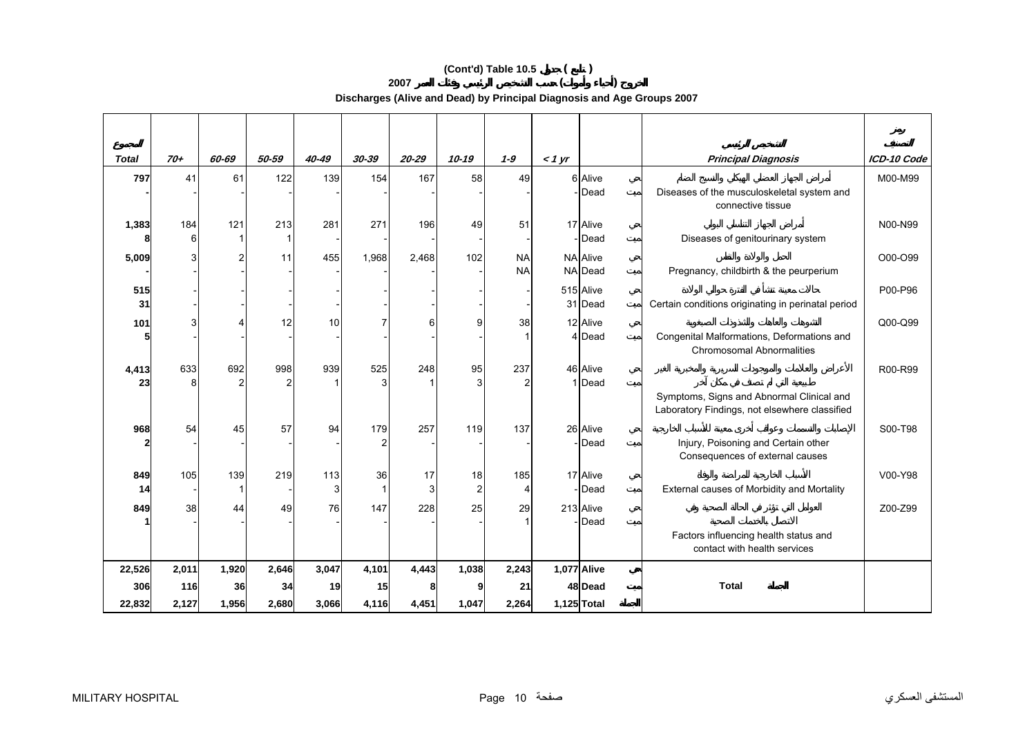# (Cont'd) Table 10.5 جدول ( تابع )

## الخروج (أحياء وأموات) حسب التشخيص الرئيسي وفئات العمر 2007

## Discharges (Alive and Dead) by Principal Diagnosis and Age Groups 2007

| المجموع Total | 70+ | 60-69 | 50-59 | 40-49 | 30-39 | 20-29 | 10-19 | 1-9 | < 1 yr | | | التشخيص الرئيسي Principal Diagnosis | رمز التصنيف ICD-10 Code |
|---|---|---|---|---|---|---|---|---|---|---|---|---|---|
| **797** | 41 | 61 | 122 | 139 | 154 | 167 | 58 | 49 | 6 | Alive | حي | أمراض الجهاز العضلي الهيكلي والنسيج الضام | M00-M99 |
| **-** | - | - | - | - | - | - | - | - | - | Dead | ميت | Diseases of the musculoskeletal system and connective tissue | |
| **1,383** | 184 | 121 | 213 | 281 | 271 | 196 | 49 | 51 | 17 | Alive | حي | أمراض الجهاز التناسلي البولي | N00-N99 |
| **8** | 6 | 1 | 1 | - | - | - | - | - | - | Dead | ميت | Diseases of genitourinary system | |
| **5,009** | 3 | 2 | 11 | 455 | 1,968 | 2,468 | 102 | NA | NA | Alive | حي | الحمل والولادة والنفاس | O00-O99 |
| **-** | - | - | - | - | - | - | - | NA | NA | Dead | ميت | Pregnancy, childbirth & the peurperium | |
| **515** | - | - | - | - | - | - | - | - | 515 | Alive | حي | حالات معينة تنشأ في الفترة حوالي الولادة | P00-P96 |
| **31** | - | - | - | - | - | - | - | - | 31 | Dead | ميت | Certain conditions originating in perinatal period | |
| **101** | 3 | 4 | 12 | 10 | 7 | 6 | 9 | 38 | 12 | Alive | حي | التشوهات والعاهات والشذوذات الصبغوية | Q00-Q99 |
| **5** | - | - | - | - | - | - | - | 1 | 4 | Dead | ميت | Congenital Malformations, Deformations and Chromosomal Abnormalities | |
| **4,413** | 633 | 692 | 998 | 939 | 525 | 248 | 95 | 237 | 46 | Alive | حي | الأعراض والعلامات والموجودات السريرية والمخبرية الغير طبيعية التي لم تصنف في مكان آخر | R00-R99 |
| **23** | 8 | 2 | 2 | 1 | 3 | 1 | 3 | 2 | 1 | Dead | ميت | Symptoms, Signs and Abnormal Clinical and Laboratory Findings, not elsewhere classified | |
| **968** | 54 | 45 | 57 | 94 | 179 | 257 | 119 | 137 | 26 | Alive | حي | الإصابات والتسممات وعواقب أخرى معينة للأسباب الخارجية | S00-T98 |
| **2** | - | - | - | - | 2 | - | - | - | - | Dead | ميت | Injury, Poisoning and Certain other Consequences of external causes | |
| **849** | 105 | 139 | 219 | 113 | 36 | 17 | 18 | 185 | 17 | Alive | حي | الأسباب الخارجية للمراضة والوفاة | V00-Y98 |
| **14** | - | 1 | - | 3 | 1 | 3 | 2 | 4 | - | Dead | ميت | External causes of Morbidity and Mortality | |
| **849** | 38 | 44 | 49 | 76 | 147 | 228 | 25 | 29 | 213 | Alive | حي | العوامل التي تؤثر في الحالة الصحية وفي الاتصال بالخدمات الصحية | Z00-Z99 |
| **1** | - | - | - | - | - | - | - | 1 | - | Dead | ميت | Factors influencing health status and contact with health services | |
| **22,526** | **2,011** | **1,920** | **2,646** | **3,047** | **4,101** | **4,443** | **1,038** | **2,243** | **1,077** | **Alive** | **حي** | | |
| **306** | **116** | **36** | **34** | **19** | **15** | **8** | **9** | **21** | **48** | **Dead** | **ميت** | **Total** **الجملة** | |
| **22,832** | **2,127** | **1,956** | **2,680** | **3,066** | **4,116** | **4,451** | **1,047** | **2,264** | **1,125** | **Total** | **الجملة** | | |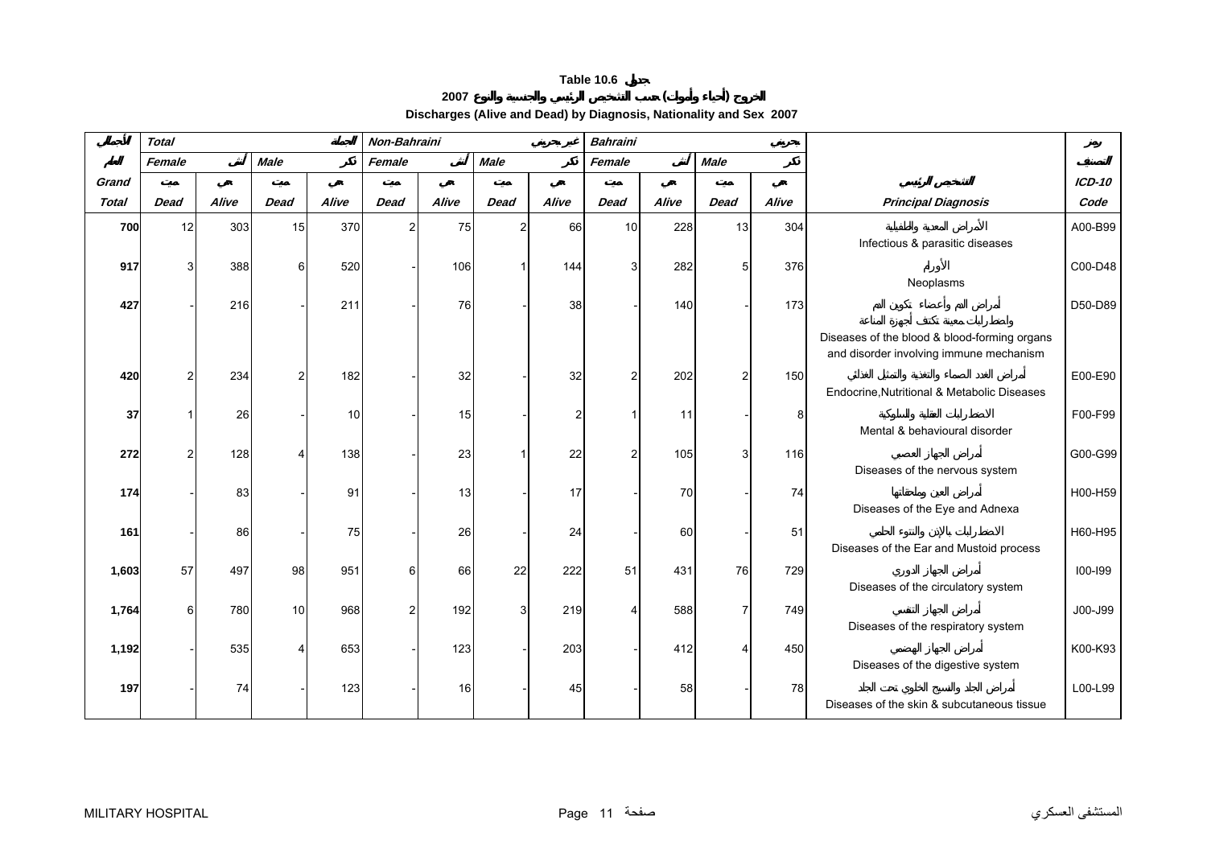# Table 10.6 جدول

## الخروج (أحياء وأموات) حسب التشخيص الرئيسي والجنسية والنوع 2007

## Discharges (Alive and Dead) by Diagnosis, Nationality and Sex 2007

| الجملة | Total | | | | Non-Bahraini غير بحريني | | | | Bahraini بحريني | | | | | رمز |
|---|---|---|---|---|---|---|---|---|---|---|---|---|---|---|
| الجملة | Female أنثى | | Male ذكر | | Female أنثى | | Male ذكر | | Female أنثى | | Male ذكر | | التشخيص الرئيسي | التصنيف |
| Grand Total | Dead ميت | Alive حي | Dead ميت | Alive حي | Dead ميت | Alive حي | Dead ميت | Alive حي | Dead ميت | Alive حي | Dead ميت | Alive حي | Principal Diagnosis | ICD-10 Code |
| 700 | 12 | 303 | 15 | 370 | 2 | 75 | 2 | 66 | 10 | 228 | 13 | 304 | الأمراض المعدية والطفيلية Infectious & parasitic diseases | A00-B99 |
| 917 | 3 | 388 | 6 | 520 | - | 106 | 1 | 144 | 3 | 282 | 5 | 376 | الأورام Neoplasms | C00-D48 |
| 427 | - | 216 | - | 211 | - | 76 | - | 38 | - | 140 | - | 173 | أمراض الدم وأعضاء تكوين الدم واضطرابات معينة تكتنف أجهزة المناعة Diseases of the blood & blood-forming organs and disorder involving immune mechanism | D50-D89 |
| 420 | 2 | 234 | 2 | 182 | - | 32 | - | 32 | 2 | 202 | 2 | 150 | أمراض الغدد الصماء والتغذية والتمثيل الغذائي Endocrine,Nutritional & Metabolic Diseases | E00-E90 |
| 37 | 1 | 26 | - | 10 | - | 15 | - | 2 | 1 | 11 | - | 8 | الاضطرابات العقلية والسلوكية Mental & behavioural disorder | F00-F99 |
| 272 | 2 | 128 | 4 | 138 | - | 23 | 1 | 22 | 2 | 105 | 3 | 116 | أمراض الجهاز العصبي Diseases of the nervous system | G00-G99 |
| 174 | - | 83 | - | 91 | - | 13 | - | 17 | - | 70 | - | 74 | أمراض العين وملحقاتها Diseases of the Eye and Adnexa | H00-H59 |
| 161 | - | 86 | - | 75 | - | 26 | - | 24 | - | 60 | - | 51 | الاضطرابات بالإذن والنتوء الحلمي Diseases of the Ear and Mustoid process | H60-H95 |
| 1,603 | 57 | 497 | 98 | 951 | 6 | 66 | 22 | 222 | 51 | 431 | 76 | 729 | أمراض الجهاز الدوري Diseases of the circulatory system | I00-I99 |
| 1,764 | 6 | 780 | 10 | 968 | 2 | 192 | 3 | 219 | 4 | 588 | 7 | 749 | أمراض الجهاز التنفسي Diseases of the respiratory system | J00-J99 |
| 1,192 | - | 535 | 4 | 653 | - | 123 | - | 203 | - | 412 | 4 | 450 | أمراض الجهاز الهضمي Diseases of the digestive system | K00-K93 |
| 197 | - | 74 | - | 123 | - | 16 | - | 45 | - | 58 | - | 78 | أمراض الجلد والنسيج الخلوي تحت الجلد Diseases of the skin & subcutaneous tissue | L00-L99 |

MILITARY HOSPITAL المستشفى العسكري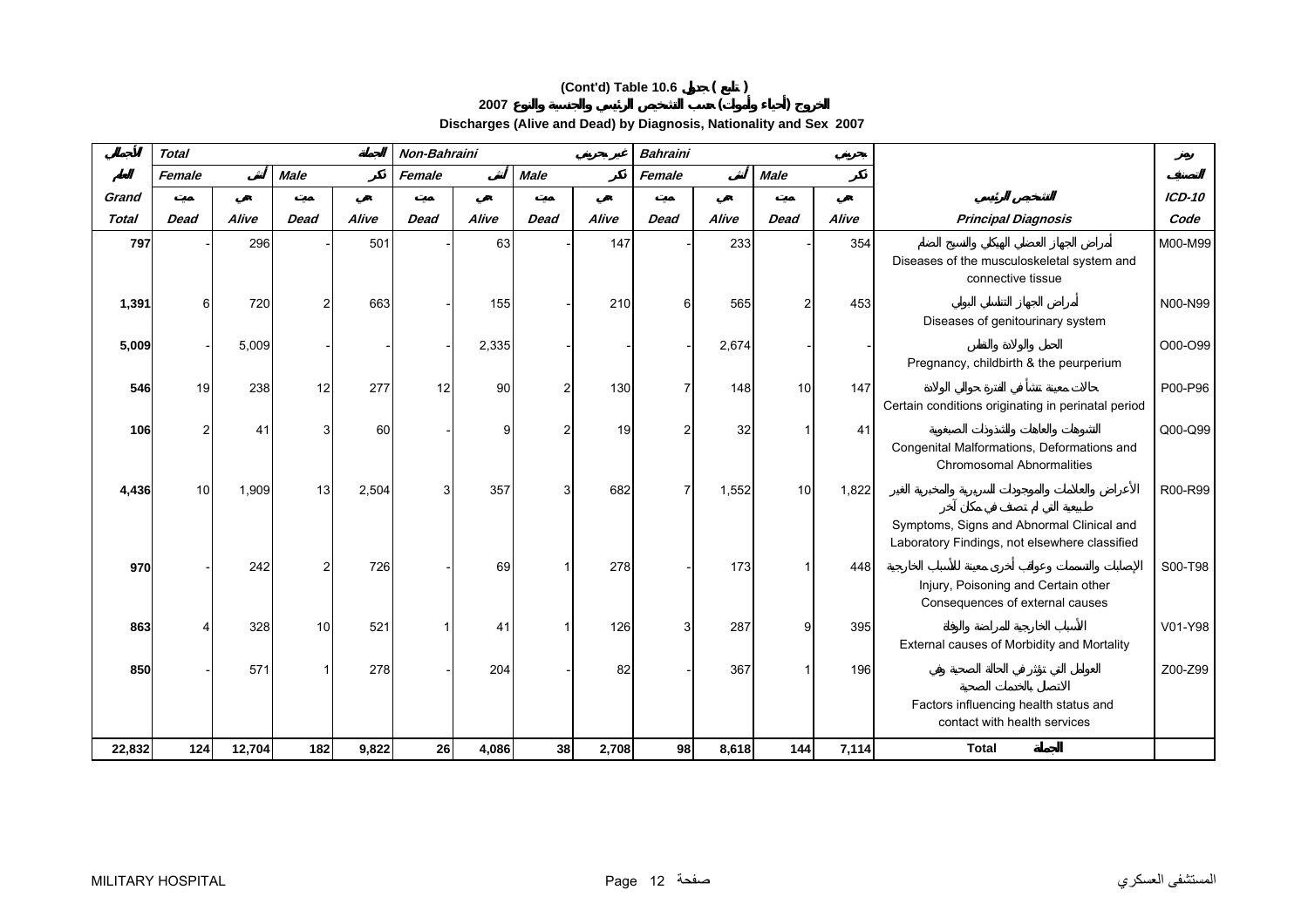# (Cont'd) Table 10.6 جدول ( تابع )

## الخروج (أحياء وأموات) حسب التشخيص الرئيسي والجنسية والنوع 2007

## Discharges (Alive and Dead) by Diagnosis, Nationality and Sex 2007

| الإجمالي | Total | | | الجملة | Non-Bahraini | | | غير بحريني | Bahraini | | | بحريني | | رمز |
|---|---|---|---|---|---|---|---|---|---|---|---|---|---|---|
| العام | Female | أنثى | Male | ذكر | Female | أنثى | Male | ذكر | Female | أنثى | Male | ذكر | | التصنيف |
| Grand | ميت | حي | ميت | حي | ميت | حي | ميت | حي | ميت | حي | ميت | حي | التشخيص الرئيسي | ICD-10 |
| Total | Dead | Alive | Dead | Alive | Dead | Alive | Dead | Alive | Dead | Alive | Dead | Alive | Principal Diagnosis | Code |
| 797 | - | 296 | - | 501 | - | 63 | - | 147 | - | 233 | - | 354 | أمراض الجهاز العضلي الهيكلي والنسيج الضام Diseases of the musculoskeletal system and connective tissue | M00-M99 |
| 1,391 | 6 | 720 | 2 | 663 | - | 155 | - | 210 | 6 | 565 | 2 | 453 | أمراض الجهاز التناسلي البولي Diseases of genitourinary system | N00-N99 |
| 5,009 | - | 5,009 | - | - | - | 2,335 | - | - | - | 2,674 | - | - | الحمل والولادة والنفاس Pregnancy, childbirth & the peurperium | O00-O99 |
| 546 | 19 | 238 | 12 | 277 | 12 | 90 | 2 | 130 | 7 | 148 | 10 | 147 | حالات معينة تنشأ في الفترة حول الولادة Certain conditions originating in perinatal period | P00-P96 |
| 106 | 2 | 41 | 3 | 60 | - | 9 | 2 | 19 | 2 | 32 | 1 | 41 | التشوهات والعاهات والتشوذات الصبغوية Congenital Malformations, Deformations and Chromosomal Abnormalities | Q00-Q99 |
| 4,436 | 10 | 1,909 | 13 | 2,504 | 3 | 357 | 3 | 682 | 7 | 1,552 | 10 | 1,822 | الأعراض والعلامات والموجودات السريرية والمخبرية الغير طبيعية التي لم تصنف في مكان آخر Symptoms, Signs and Abnormal Clinical and Laboratory Findings, not elsewhere classified | R00-R99 |
| 970 | - | 242 | 2 | 726 | - | 69 | 1 | 278 | - | 173 | 1 | 448 | الإصابات والتسممات وعواقب أخرى معينة للأسباب الخارجية Injury, Poisoning and Certain other Consequences of external causes | S00-T98 |
| 863 | 4 | 328 | 10 | 521 | 1 | 41 | 1 | 126 | 3 | 287 | 9 | 395 | الأسباب الخارجية للمراضة والوفاة External causes of Morbidity and Mortality | V01-Y98 |
| 850 | - | 571 | 1 | 278 | - | 204 | - | 82 | - | 367 | 1 | 196 | العوامل التي تؤثر في الحالة الصحية وفي الاتصال بالخدمات الصحية Factors influencing health status and contact with health services | Z00-Z99 |
| 22,832 | 124 | 12,704 | 182 | 9,822 | 26 | 4,086 | 38 | 2,708 | 98 | 8,618 | 144 | 7,114 | Total الجملة | |

MILITARY HOSPITAL المستشفى العسكري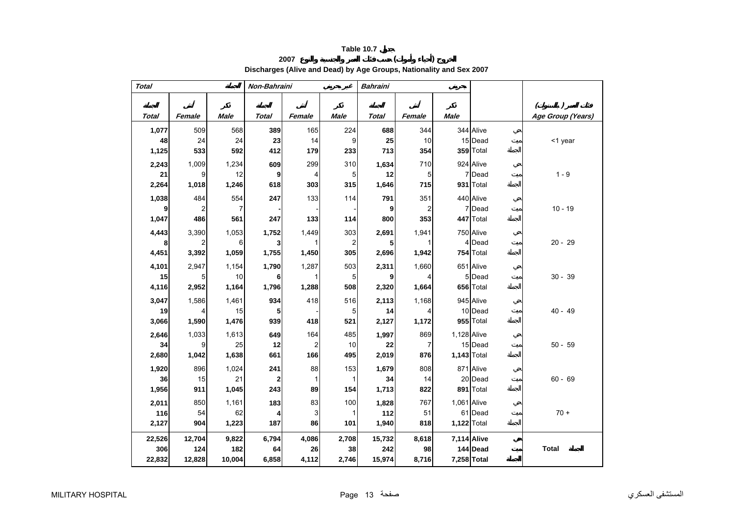# Table 10.7 جدول

## الخروج (أحياء وأموات) حسب فئات العمر والجنسية والنوع 2007

## Discharges (Alive and Dead) by Age Groups, Nationality and Sex 2007

| Total | | الجملة | Non-Bahraini | | غير بحريني | Bahraini | | بحريني | | |
|---|---|---|---|---|---|---|---|---|---|---|
| الجملة | أنثى | ذكر | الجملة | أنثى | ذكر | الجملة | أنثى | ذكر | | فئات العمر ( بالسنوات ) |
| Total | Female | Male | Total | Female | Male | Total | Female | Male | | Age Group (Years) |
| 1,077 | 509 | 568 | 389 | 165 | 224 | 688 | 344 | 344 | Alive حي | <1 year |
| 48 | 24 | 24 | 23 | 14 | 9 | 25 | 10 | 15 | Dead ميت | |
| 1,125 | 533 | 592 | 412 | 179 | 233 | 713 | 354 | 359 | Total الجملة | |
| 2,243 | 1,009 | 1,234 | 609 | 299 | 310 | 1,634 | 710 | 924 | Alive حي | 1 - 9 |
| 21 | 9 | 12 | 9 | 4 | 5 | 12 | 5 | 7 | Dead ميت | |
| 2,264 | 1,018 | 1,246 | 618 | 303 | 315 | 1,646 | 715 | 931 | Total الجملة | |
| 1,038 | 484 | 554 | 247 | 133 | 114 | 791 | 351 | 440 | Alive حي | 10 - 19 |
| 9 | 2 | 7 | - | - | - | 9 | 2 | 7 | Dead ميت | |
| 1,047 | 486 | 561 | 247 | 133 | 114 | 800 | 353 | 447 | Total الجملة | |
| 4,443 | 3,390 | 1,053 | 1,752 | 1,449 | 303 | 2,691 | 1,941 | 750 | Alive حي | 20 - 29 |
| 8 | 2 | 6 | 3 | 1 | 2 | 5 | 1 | 4 | Dead ميت | |
| 4,451 | 3,392 | 1,059 | 1,755 | 1,450 | 305 | 2,696 | 1,942 | 754 | Total الجملة | |
| 4,101 | 2,947 | 1,154 | 1,790 | 1,287 | 503 | 2,311 | 1,660 | 651 | Alive حي | 30 - 39 |
| 15 | 5 | 10 | 6 | 1 | 5 | 9 | 4 | 5 | Dead ميت | |
| 4,116 | 2,952 | 1,164 | 1,796 | 1,288 | 508 | 2,320 | 1,664 | 656 | Total الجملة | |
| 3,047 | 1,586 | 1,461 | 934 | 418 | 516 | 2,113 | 1,168 | 945 | Alive حي | 40 - 49 |
| 19 | 4 | 15 | 5 | - | 5 | 14 | 4 | 10 | Dead ميت | |
| 3,066 | 1,590 | 1,476 | 939 | 418 | 521 | 2,127 | 1,172 | 955 | Total الجملة | |
| 2,646 | 1,033 | 1,613 | 649 | 164 | 485 | 1,997 | 869 | 1,128 | Alive حي | 50 - 59 |
| 34 | 9 | 25 | 12 | 2 | 10 | 22 | 7 | 15 | Dead ميت | |
| 2,680 | 1,042 | 1,638 | 661 | 166 | 495 | 2,019 | 876 | 1,143 | Total الجملة | |
| 1,920 | 896 | 1,024 | 241 | 88 | 153 | 1,679 | 808 | 871 | Alive حي | 60 - 69 |
| 36 | 15 | 21 | 2 | 1 | 1 | 34 | 14 | 20 | Dead ميت | |
| 1,956 | 911 | 1,045 | 243 | 89 | 154 | 1,713 | 822 | 891 | Total الجملة | |
| 2,011 | 850 | 1,161 | 183 | 83 | 100 | 1,828 | 767 | 1,061 | Alive حي | 70 + |
| 116 | 54 | 62 | 4 | 3 | 1 | 112 | 51 | 61 | Dead ميت | |
| 2,127 | 904 | 1,223 | 187 | 86 | 101 | 1,940 | 818 | 1,122 | Total الجملة | |
| 22,526 | 12,704 | 9,822 | 6,794 | 4,086 | 2,708 | 15,732 | 8,618 | 7,114 | Alive حي | Total الجملة |
| 306 | 124 | 182 | 64 | 26 | 38 | 242 | 98 | 144 | Dead ميت | |
| 22,832 | 12,828 | 10,004 | 6,858 | 4,112 | 2,746 | 15,974 | 8,716 | 7,258 | Total الجملة | |

MILITARY HOSPITAL　　　　المستشفى العسكري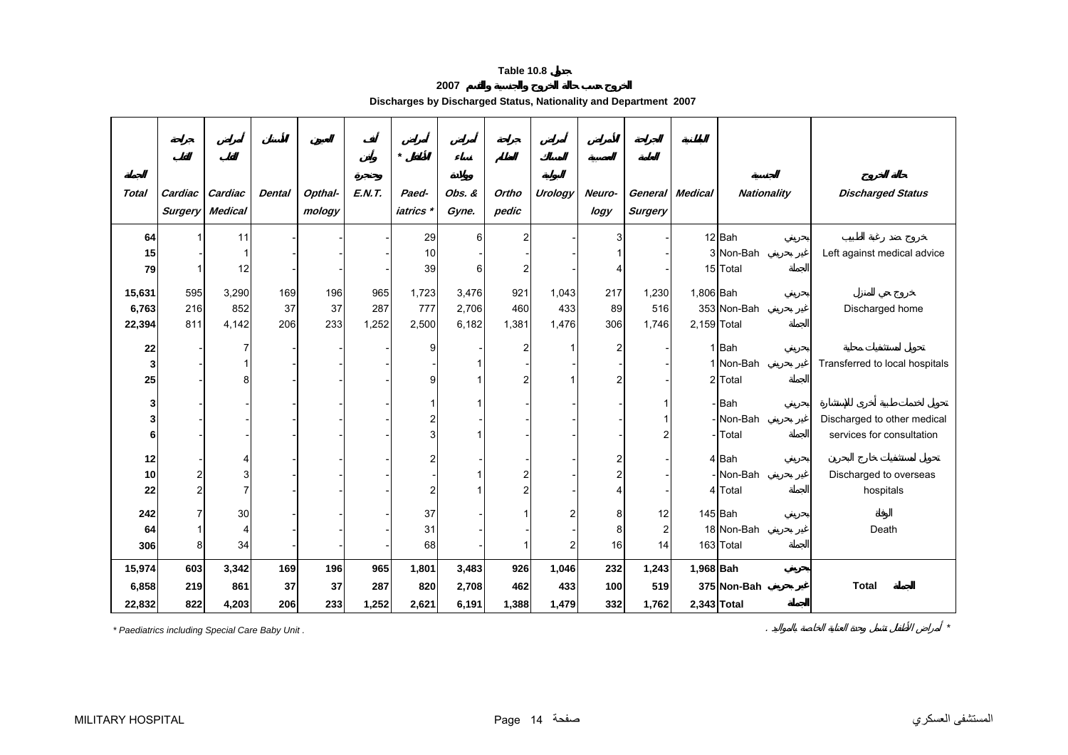**Table 10.8 جدول**

**2007 الخروج حسب حالة الخروج والجنسية والقسم**

**Discharges by Discharged Status, Nationality and Department 2007**

| الجملة Total | جراحة القلب Cardiac Surgery | أمراض القلب Cardiac Medical | الأسنان Dental | العيون Opthal-mology | أنف وأذن وحنجرة E.N.T. | أمراض الأطفال * Paed-iatrics * | أمراض نساء وولادة Obs. & Gyne. | جراحة العظام Ortho pedic | أمراض المسالك البولية Urology | الأمراض العصبية Neuro-logy | الجراحة العامة General Surgery | الباطنية Medical | الجنسية Nationality | حالة الخروج Discharged Status |
|---|---|---|---|---|---|---|---|---|---|---|---|---|---|---|
| 64 | 1 | 11 | - | - | - | 29 | 6 | 2 | - | 3 | - | 12 | Bah بحريني | خروج ضد رغبة الطبيب Left against medical advice |
| 15 | - | 1 | - | - | - | 10 | - | - | - | 1 | - | 3 | Non-Bah غير بحريني | |
| 79 | 1 | 12 | - | - | - | 39 | 6 | 2 | - | 4 | - | 15 | Total الجملة | |
| 15,631 | 595 | 3,290 | 169 | 196 | 965 | 1,723 | 3,476 | 921 | 1,043 | 217 | 1,230 | 1,806 | Bah بحريني | خروج إلى المنزل Discharged home |
| 6,763 | 216 | 852 | 37 | 37 | 287 | 777 | 2,706 | 460 | 433 | 89 | 516 | 353 | Non-Bah غير بحريني | |
| 22,394 | 811 | 4,142 | 206 | 233 | 1,252 | 2,500 | 6,182 | 1,381 | 1,476 | 306 | 1,746 | 2,159 | Total الجملة | |
| 22 | - | 7 | - | - | - | 9 | - | 2 | 1 | 2 | - | 1 | Bah بحريني | تحويل لمستشفيات محلية Transferred to local hospitals |
| 3 | - | 1 | - | - | - | - | 1 | - | - | - | - | 1 | Non-Bah غير بحريني | |
| 25 | - | 8 | - | - | - | 9 | 1 | 2 | 1 | 2 | - | 2 | Total الجملة | |
| 3 | - | - | - | - | - | 1 | 1 | - | - | - | 1 | - | Bah بحريني | تحويل لخدمات طبية أخرى للإستشارة Discharged to other medical services for consultation |
| 3 | - | - | - | - | - | 2 | - | - | - | - | 1 | - | Non-Bah غير بحريني | |
| 6 | - | - | - | - | - | 3 | 1 | - | - | - | 2 | - | Total الجملة | |
| 12 | - | 4 | - | - | - | 2 | - | - | - | 2 | - | 4 | Bah بحريني | تحويل لمستشفيات خارج البحرين Discharged to overseas hospitals |
| 10 | 2 | 3 | - | - | - | - | 1 | 2 | - | 2 | - | - | Non-Bah غير بحريني | |
| 22 | 2 | 7 | - | - | - | 2 | 1 | 2 | - | 4 | - | 4 | Total الجملة | |
| 242 | 7 | 30 | - | - | - | 37 | - | 1 | 2 | 8 | 12 | 145 | Bah بحريني | الوفاة Death |
| 64 | 1 | 4 | - | - | - | 31 | - | - | - | 8 | 2 | 18 | Non-Bah غير بحريني | |
| 306 | 8 | 34 | - | - | - | 68 | - | 1 | 2 | 16 | 14 | 163 | Total الجملة | |
| **15,974** | **603** | **3,342** | **169** | **196** | **965** | **1,801** | **3,483** | **926** | **1,046** | **232** | **1,243** | **1,968** | **Bah بحريني** | **Total الجملة** |
| **6,858** | **219** | **861** | **37** | **37** | **287** | **820** | **2,708** | **462** | **433** | **100** | **519** | **375** | **Non-Bah غير بحريني** | |
| **22,832** | **822** | **4,203** | **206** | **233** | **1,252** | **2,621** | **6,191** | **1,388** | **1,479** | **332** | **1,762** | **2,343** | **Total الجملة** | |

*\* Paediatrics including Special Care Baby Unit .*

*\* أمراض الأطفال تشمل وحدة العناية الخاصة بالمواليد .*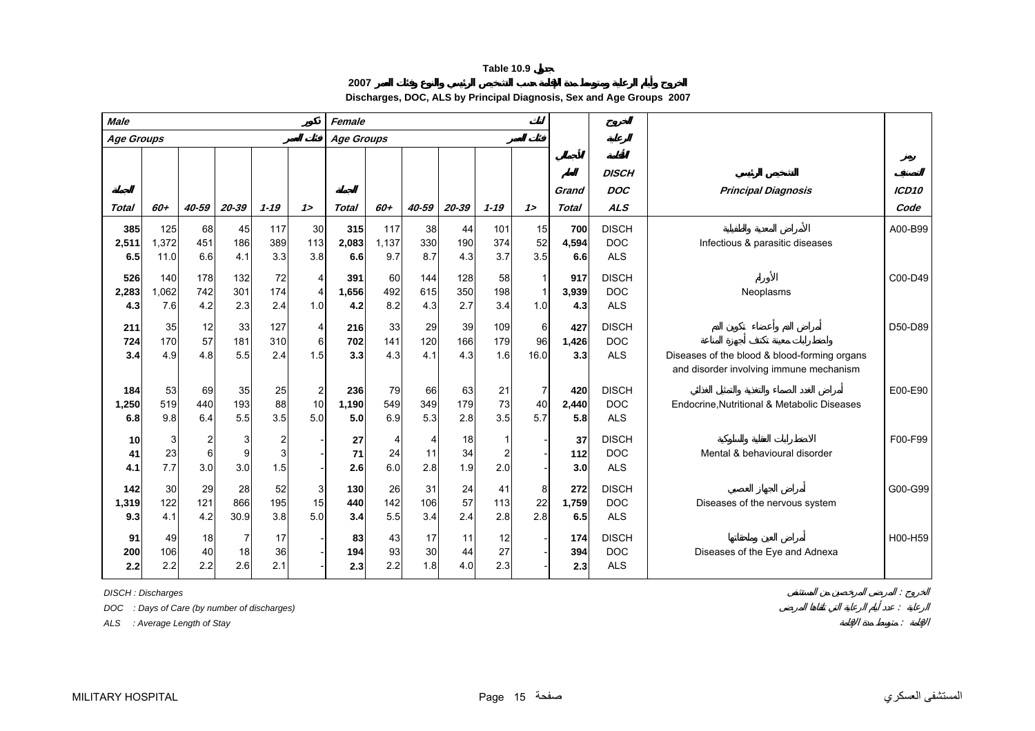**Table 10.9 جدول**

**الخروج وأيام الرعاية ومتوسط مدة الإقامة حسب التشخيص الرئيسي والنوع وفئات العمر 2007**

**Discharges, DOC, ALS by Principal Diagnosis, Sex and Age Groups 2007**

| Male ذكور | | | | | | Female إناث | | | | | | | | | |
|---|---|---|---|---|---|---|---|---|---|---|---|---|---|---|---|
| Age Groups فئات العمر | | | | | | Age Groups فئات العمر | | | | | | الإجمالي العام | الخروج الرعاية الإقامة | التشخيص الرئيسي | رمز التصنيف |
| الجملة Total | 60+ | 40-59 | 20-39 | 1-19 | 1> | الجملة Total | 60+ | 40-59 | 20-39 | 1-19 | 1> | Grand Total | DISCH DOC ALS | Principal Diagnosis | ICD10 Code |
| **385** | 125 | 68 | 45 | 117 | 30 | **315** | 117 | 38 | 44 | 101 | 15 | **700** | DISCH | الأمراض المعدية والطفيلية | A00-B99 |
| **2,511** | 1,372 | 451 | 186 | 389 | 113 | **2,083** | 1,137 | 330 | 190 | 374 | 52 | **4,594** | DOC | Infectious & parasitic diseases | |
| **6.5** | 11.0 | 6.6 | 4.1 | 3.3 | 3.8 | **6.6** | 9.7 | 8.7 | 4.3 | 3.7 | 3.5 | **6.6** | ALS | | |
| **526** | 140 | 178 | 132 | 72 | 4 | **391** | 60 | 144 | 128 | 58 | 1 | **917** | DISCH | الأورام | C00-D49 |
| **2,283** | 1,062 | 742 | 301 | 174 | 4 | **1,656** | 492 | 615 | 350 | 198 | 1 | **3,939** | DOC | Neoplasms | |
| **4.3** | 7.6 | 4.2 | 2.3 | 2.4 | 1.0 | **4.2** | 8.2 | 4.3 | 2.7 | 3.4 | 1.0 | **4.3** | ALS | | |
| **211** | 35 | 12 | 33 | 127 | 4 | **216** | 33 | 29 | 39 | 109 | 6 | **427** | DISCH | أمراض الدم وأعضاء تكوين الدم واضطرابات معينة تكتنف أجهزة المناعة | D50-D89 |
| **724** | 170 | 57 | 181 | 310 | 6 | **702** | 141 | 120 | 166 | 179 | 96 | **1,426** | DOC | Diseases of the blood & blood-forming organs and disorder involving immune mechanism | |
| **3.4** | 4.9 | 4.8 | 5.5 | 2.4 | 1.5 | **3.3** | 4.3 | 4.1 | 4.3 | 1.6 | 16.0 | **3.3** | ALS | | |
| **184** | 53 | 69 | 35 | 25 | 2 | **236** | 79 | 66 | 63 | 21 | 7 | **420** | DISCH | أمراض الغدد الصماء والتغذية والتمثيل الغذائي | E00-E90 |
| **1,250** | 519 | 440 | 193 | 88 | 10 | **1,190** | 549 | 349 | 179 | 73 | 40 | **2,440** | DOC | Endocrine,Nutritional & Metabolic Diseases | |
| **6.8** | 9.8 | 6.4 | 5.5 | 3.5 | 5.0 | **5.0** | 6.9 | 5.3 | 2.8 | 3.5 | 5.7 | **5.8** | ALS | | |
| **10** | 3 | 2 | 3 | 2 | - | **27** | 4 | 4 | 18 | 1 | - | **37** | DISCH | الاضطرابات العقلية والسلوكية | F00-F99 |
| **41** | 23 | 6 | 9 | 3 | - | **71** | 24 | 11 | 34 | 2 | - | **112** | DOC | Mental & behavioural disorder | |
| **4.1** | 7.7 | 3.0 | 3.0 | 1.5 | - | **2.6** | 6.0 | 2.8 | 1.9 | 2.0 | - | **3.0** | ALS | | |
| **142** | 30 | 29 | 28 | 52 | 3 | **130** | 26 | 31 | 24 | 41 | 8 | **272** | DISCH | أمراض الجهاز العصبي | G00-G99 |
| **1,319** | 122 | 121 | 866 | 195 | 15 | **440** | 142 | 106 | 57 | 113 | 22 | **1,759** | DOC | Diseases of the nervous system | |
| **9.3** | 4.1 | 4.2 | 30.9 | 3.8 | 5.0 | **3.4** | 5.5 | 3.4 | 2.4 | 2.8 | 2.8 | **6.5** | ALS | | |
| **91** | 49 | 18 | 7 | 17 | - | **83** | 43 | 17 | 11 | 12 | - | **174** | DISCH | أمراض العين وملحقاتها | H00-H59 |
| **200** | 106 | 40 | 18 | 36 | - | **194** | 93 | 30 | 44 | 27 | - | **394** | DOC | Diseases of the Eye and Adnexa | |
| **2.2** | 2.2 | 2.2 | 2.6 | 2.1 | - | **2.3** | 2.2 | 1.8 | 4.0 | 2.3 | - | **2.3** | ALS | | |

*DISCH : Discharges* — الخروج : المرضى المرخصين من المستشفى

*DOC : Days of Care (by number of discharges)* — الرعاية : عدد أيام الرعاية التي تلقاها المرضى

*ALS : Average Length of Stay* — الإقامة : متوسط مدة الإقامة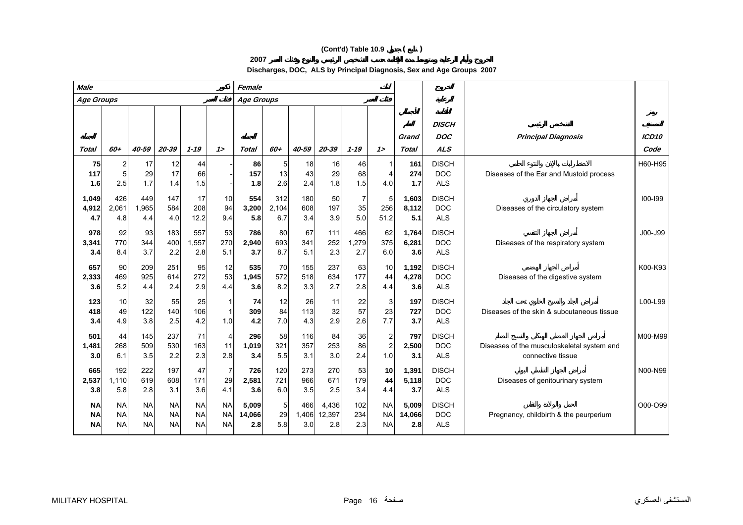# (Cont'd) Table 10.9 جدول ( تابع )

## الخروج وأيام الرعاية ومتوسط مدة الإقامة حسب التشخيص الرئيسي والنوع وفئات العمر 2007

## Discharges, DOC, ALS by Principal Diagnosis, Sex and Age Groups 2007

| Male ذكور | | | | | | Female إناث | | | | | | | | | |
|---|---|---|---|---|---|---|---|---|---|---|---|---|---|---|---|
| Age Groups فئات العمر | | | | | | Age Groups فئات العمر | | | | | | | الخروج أيام الرعاية متوسط الإقامة | | |
| الجملة Total | 60+ | 40-59 | 20-39 | 1-19 | 1> | الجملة Total | 60+ | 40-59 | 20-39 | 1-19 | 1> | الجملة العام Grand Total | DISCH DOC ALS | التشخيص الرئيسي Principal Diagnosis | رمز التصنيف ICD10 Code |
| 75 | 2 | 17 | 12 | 44 | - | 86 | 5 | 18 | 16 | 46 | 1 | 161 | DISCH | الاضطرابات بالإذن والنتوء الحلمي | H60-H95 |
| 117 | 5 | 29 | 17 | 66 | - | 157 | 13 | 43 | 29 | 68 | 4 | 274 | DOC | Diseases of the Ear and Mustoid process | |
| 1.6 | 2.5 | 1.7 | 1.4 | 1.5 | - | 1.8 | 2.6 | 2.4 | 1.8 | 1.5 | 4.0 | 1.7 | ALS | | |
| 1,049 | 426 | 449 | 147 | 17 | 10 | 554 | 312 | 180 | 50 | 7 | 5 | 1,603 | DISCH | أمراض الجهاز الدوري | I00-I99 |
| 4,912 | 2,061 | 1,965 | 584 | 208 | 94 | 3,200 | 2,104 | 608 | 197 | 35 | 256 | 8,112 | DOC | Diseases of the circulatory system | |
| 4.7 | 4.8 | 4.4 | 4.0 | 12.2 | 9.4 | 5.8 | 6.7 | 3.4 | 3.9 | 5.0 | 51.2 | 5.1 | ALS | | |
| 978 | 92 | 93 | 183 | 557 | 53 | 786 | 80 | 67 | 111 | 466 | 62 | 1,764 | DISCH | أمراض الجهاز التنفسي | J00-J99 |
| 3,341 | 770 | 344 | 400 | 1,557 | 270 | 2,940 | 693 | 341 | 252 | 1,279 | 375 | 6,281 | DOC | Diseases of the respiratory system | |
| 3.4 | 8.4 | 3.7 | 2.2 | 2.8 | 5.1 | 3.7 | 8.7 | 5.1 | 2.3 | 2.7 | 6.0 | 3.6 | ALS | | |
| 657 | 90 | 209 | 251 | 95 | 12 | 535 | 70 | 155 | 237 | 63 | 10 | 1,192 | DISCH | أمراض الجهاز الهضمي | K00-K93 |
| 2,333 | 469 | 925 | 614 | 272 | 53 | 1,945 | 572 | 518 | 634 | 177 | 44 | 4,278 | DOC | Diseases of the digestive system | |
| 3.6 | 5.2 | 4.4 | 2.4 | 2.9 | 4.4 | 3.6 | 8.2 | 3.3 | 2.7 | 2.8 | 4.4 | 3.6 | ALS | | |
| 123 | 10 | 32 | 55 | 25 | 1 | 74 | 12 | 26 | 11 | 22 | 3 | 197 | DISCH | أمراض الجلد والنسيج الخلوي تحت الجلد | L00-L99 |
| 418 | 49 | 122 | 140 | 106 | 1 | 309 | 84 | 113 | 32 | 57 | 23 | 727 | DOC | Diseases of the skin & subcutaneous tissue | |
| 3.4 | 4.9 | 3.8 | 2.5 | 4.2 | 1.0 | 4.2 | 7.0 | 4.3 | 2.9 | 2.6 | 7.7 | 3.7 | ALS | | |
| 501 | 44 | 145 | 237 | 71 | 4 | 296 | 58 | 116 | 84 | 36 | 2 | 797 | DISCH | أمراض الجهاز العضلي الهيكلي والنسيج الضام | M00-M99 |
| 1,481 | 268 | 509 | 530 | 163 | 11 | 1,019 | 321 | 357 | 253 | 86 | 2 | 2,500 | DOC | Diseases of the musculoskeletal system and connective tissue | |
| 3.0 | 6.1 | 3.5 | 2.2 | 2.3 | 2.8 | 3.4 | 5.5 | 3.1 | 3.0 | 2.4 | 1.0 | 3.1 | ALS | | |
| 665 | 192 | 222 | 197 | 47 | 7 | 726 | 120 | 273 | 270 | 53 | 10 | 1,391 | DISCH | أمراض الجهاز التناسلي البولي | N00-N99 |
| 2,537 | 1,110 | 619 | 608 | 171 | 29 | 2,581 | 721 | 966 | 671 | 179 | 44 | 5,118 | DOC | Diseases of genitourinary system | |
| 3.8 | 5.8 | 2.8 | 3.1 | 3.6 | 4.1 | 3.6 | 6.0 | 3.5 | 2.5 | 3.4 | 4.4 | 3.7 | ALS | | |
| NA | NA | NA | NA | NA | NA | 5,009 | 5 | 466 | 4,436 | 102 | NA | 5,009 | DISCH | الحمل والولادة والنفاس | O00-O99 |
| NA | NA | NA | NA | NA | NA | 14,066 | 29 | 1,406 | 12,397 | 234 | NA | 14,066 | DOC | Pregnancy, childbirth & the peurperium | |
| NA | NA | NA | NA | NA | NA | 2.8 | 5.8 | 3.0 | 2.8 | 2.3 | NA | 2.8 | ALS | | |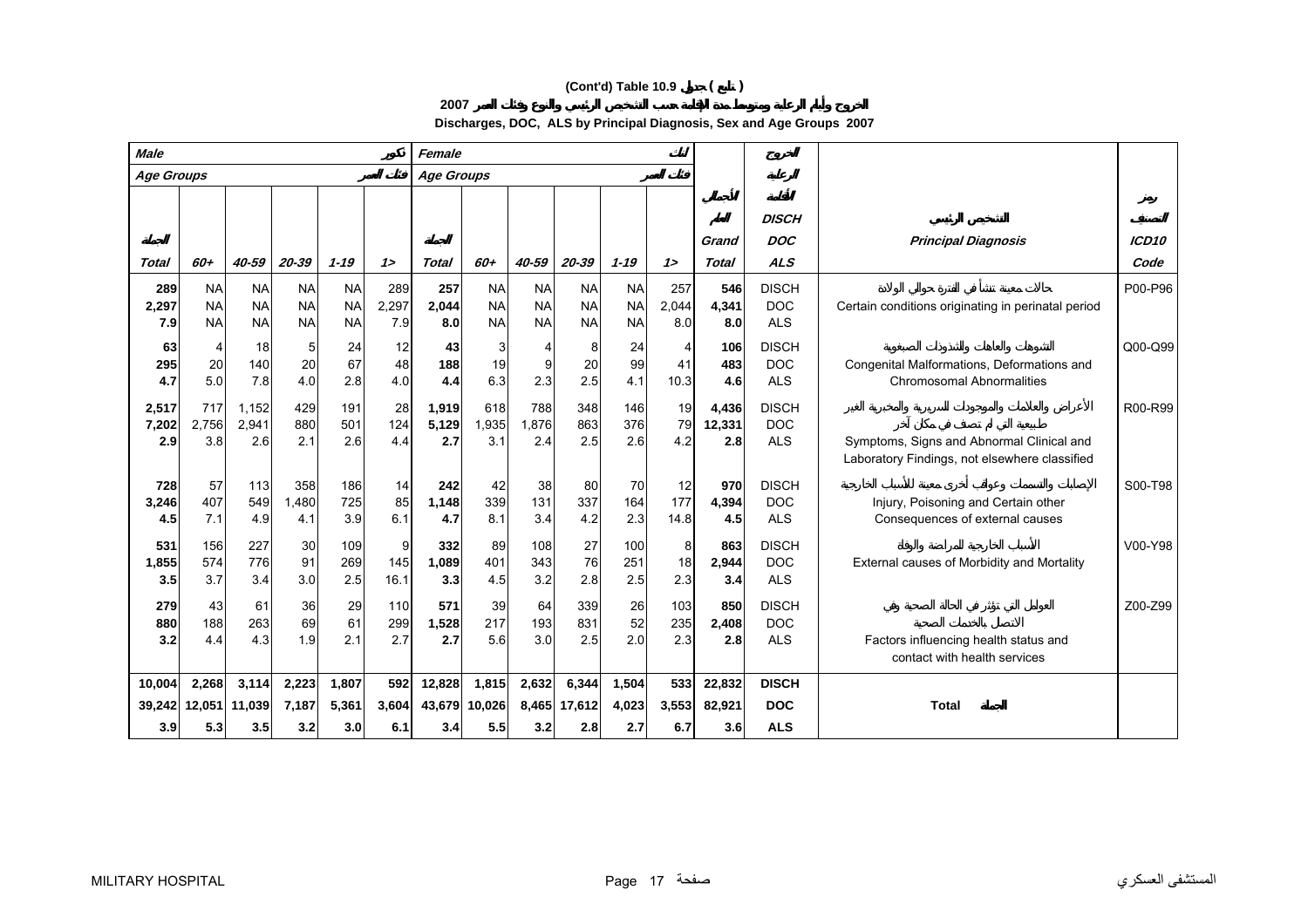**(Cont'd) Table 10.9 جدول ( تابع )**

**الخروج وأيام الرعاية ومتوسط مدة الإقامة حسب التشخيص الرئيسي والنوع وفئات العمر 2007**

**Discharges, DOC, ALS by Principal Diagnosis, Sex and Age Groups 2007**

| *Male* ذكور | | | | | | *Female* إناث | | | | | | | الخروج | | |
|---|---|---|---|---|---|---|---|---|---|---|---|---|---|---|---|
| *Age Groups* فئات العمر | | | | | | *Age Groups* فئات العمر | | | | | | | الرعاية | | |
| الجملة | | | | | | الجملة | | | | | | الإجمالي العام | الإقامة | التشخيص الرئيسي | رمز التصنيف |
| *Total* | *60+* | *40-59* | *20-39* | *1-19* | *1>* | *Total* | *60+* | *40-59* | *20-39* | *1-19* | *1>* | *Grand Total* | *DISCH DOC ALS* | *Principal Diagnosis* | *ICD10 Code* |
| **289** | NA | NA | NA | NA | 289 | **257** | NA | NA | NA | NA | 257 | **546** | DISCH | حالات معينة تنشأ في الفترة حوالي الولادة | P00-P96 |
| **2,297** | NA | NA | NA | NA | 2,297 | **2,044** | NA | NA | NA | NA | 2,044 | **4,341** | DOC | Certain conditions originating in perinatal period | |
| **7.9** | NA | NA | NA | NA | 7.9 | **8.0** | NA | NA | NA | NA | 8.0 | **8.0** | ALS | | |
| **63** | 4 | 18 | 5 | 24 | 12 | **43** | 3 | 4 | 8 | 24 | 4 | **106** | DISCH | التشوهات والعاهات والتشذوات الصبغوية | Q00-Q99 |
| **295** | 20 | 140 | 20 | 67 | 48 | **188** | 19 | 9 | 20 | 99 | 41 | **483** | DOC | Congenital Malformations, Deformations and | |
| **4.7** | 5.0 | 7.8 | 4.0 | 2.8 | 4.0 | **4.4** | 6.3 | 2.3 | 2.5 | 4.1 | 10.3 | **4.6** | ALS | Chromosomal Abnormalities | |
| **2,517** | 717 | 1,152 | 429 | 191 | 28 | **1,919** | 618 | 788 | 348 | 146 | 19 | **4,436** | DISCH | الأعراض والعلامات والموجودات السريرية والمختبرية الغير طبيعية التي لم تصنف في مكان آخر | R00-R99 |
| **7,202** | 2,756 | 2,941 | 880 | 501 | 124 | **5,129** | 1,935 | 1,876 | 863 | 376 | 79 | **12,331** | DOC | Symptoms, Signs and Abnormal Clinical and | |
| **2.9** | 3.8 | 2.6 | 2.1 | 2.6 | 4.4 | **2.7** | 3.1 | 2.4 | 2.5 | 2.6 | 4.2 | **2.8** | ALS | Laboratory Findings, not elsewhere classified | |
| **728** | 57 | 113 | 358 | 186 | 14 | **242** | 42 | 38 | 80 | 70 | 12 | **970** | DISCH | الإصابات والتسممات وعواقب أخرى معينة للأسباب الخارجية | S00-T98 |
| **3,246** | 407 | 549 | 1,480 | 725 | 85 | **1,148** | 339 | 131 | 337 | 164 | 177 | **4,394** | DOC | Injury, Poisoning and Certain other | |
| **4.5** | 7.1 | 4.9 | 4.1 | 3.9 | 6.1 | **4.7** | 8.1 | 3.4 | 4.2 | 2.3 | 14.8 | **4.5** | ALS | Consequences of external causes | |
| **531** | 156 | 227 | 30 | 109 | 9 | **332** | 89 | 108 | 27 | 100 | 8 | **863** | DISCH | الأسباب الخارجية للمراضة والوفاة | V00-Y98 |
| **1,855** | 574 | 776 | 91 | 269 | 145 | **1,089** | 401 | 343 | 76 | 251 | 18 | **2,944** | DOC | External causes of Morbidity and Mortality | |
| **3.5** | 3.7 | 3.4 | 3.0 | 2.5 | 16.1 | **3.3** | 4.5 | 3.2 | 2.8 | 2.5 | 2.3 | **3.4** | ALS | | |
| **279** | 43 | 61 | 36 | 29 | 110 | **571** | 39 | 64 | 339 | 26 | 103 | **850** | DISCH | العوامل التي تؤثر في الحالة الصحية وفي الاتصال بالخدمات الصحية | Z00-Z99 |
| **880** | 188 | 263 | 69 | 61 | 299 | **1,528** | 217 | 193 | 831 | 52 | 235 | **2,408** | DOC | Factors influencing health status and | |
| **3.2** | 4.4 | 4.3 | 1.9 | 2.1 | 2.7 | **2.7** | 5.6 | 3.0 | 2.5 | 2.0 | 2.3 | **2.8** | ALS | contact with health services | |
| **10,004** | **2,268** | **3,114** | **2,223** | **1,807** | **592** | **12,828** | **1,815** | **2,632** | **6,344** | **1,504** | **533** | **22,832** | **DISCH** | | |
| **39,242** | **12,051** | **11,039** | **7,187** | **5,361** | **3,604** | **43,679** | **10,026** | **8,465** | **17,612** | **4,023** | **3,553** | **82,921** | **DOC** | **Total الجملة** | |
| **3.9** | **5.3** | **3.5** | **3.2** | **3.0** | **6.1** | **3.4** | **5.5** | **3.2** | **2.8** | **2.7** | **6.7** | **3.6** | **ALS** | | |

MILITARY HOSPITAL المستشفى العسكري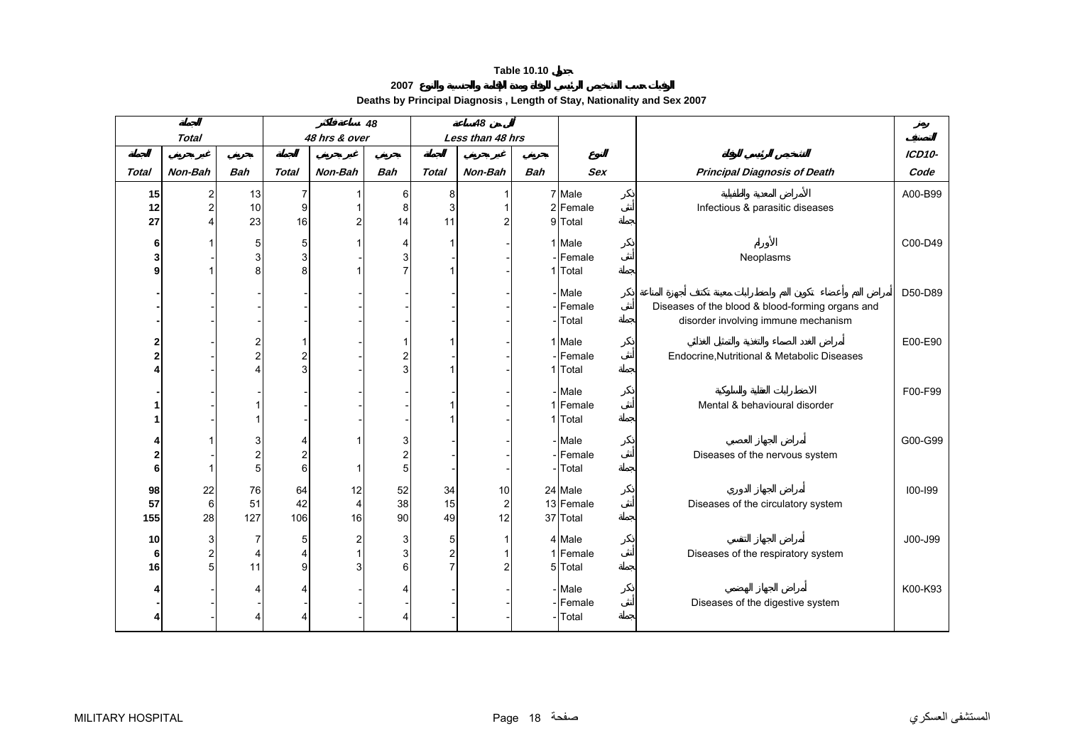# Table 10.10 جدول

## الوفيات حسب التشخيص الرئيسي للوفاة ومدة الإقامة والجنسية والنوع 2007

## Deaths by Principal Diagnosis , Length of Stay, Nationality and Sex 2007

| الجملة Total | | | 48 ساعة فأكثر 48 hrs & over | | | أقل من 48 ساعة Less than 48 hrs | | | | | |
|---|---|---|---|---|---|---|---|---|---|---|---|
| الجملة Total | غير بحريني Non-Bah | بحريني Bah | الجملة Total | غير بحريني Non-Bah | بحريني Bah | الجملة Total | غير بحريني Non-Bah | بحريني Bah | النوع Sex | التشخيص الرئيسي للوفاة Principal Diagnosis of Death | رمز التصنيف ICD10-Code |
| 15 | 2 | 13 | 7 | 1 | 6 | 8 | 1 | 7 | Male ذكر | الأمراض المعدية والطفيلية Infectious & parasitic diseases | A00-B99 |
| 12 | 2 | 10 | 9 | 1 | 8 | 3 | 1 | 2 | Female أنثى | | |
| 27 | 4 | 23 | 16 | 2 | 14 | 11 | 2 | 9 | Total جملة | | |
| 6 | 1 | 5 | 5 | 1 | 4 | 1 | - | 1 | Male ذكر | الأورام Neoplasms | C00-D49 |
| 3 | - | 3 | 3 | - | 3 | - | - | - | Female أنثى | | |
| 9 | 1 | 8 | 8 | 1 | 7 | 1 | - | 1 | Total جملة | | |
| - | - | - | - | - | - | - | - | - | Male ذكر | أمراض الدم وأعضاء تكوين الدم واضطرابات معينة تكتنف أجهزة المناعة Diseases of the blood & blood-forming organs and disorder involving immune mechanism | D50-D89 |
| - | - | - | - | - | - | - | - | - | Female أنثى | | |
| - | - | - | - | - | - | - | - | - | Total جملة | | |
| 2 | - | 2 | 1 | - | 1 | 1 | - | 1 | Male ذكر | أمراض الغدد الصماء والتغذية والتمثيل الغذائي Endocrine,Nutritional & Metabolic Diseases | E00-E90 |
| 2 | - | 2 | 2 | - | 2 | - | - | - | Female أنثى | | |
| 4 | - | 4 | 3 | - | 3 | 1 | - | 1 | Total جملة | | |
| - | - | - | - | - | - | - | - | - | Male ذكر | الاضطرابات العقلية والسلوكية Mental & behavioural disorder | F00-F99 |
| 1 | - | 1 | - | - | - | 1 | - | 1 | Female أنثى | | |
| 1 | - | 1 | - | - | - | 1 | - | 1 | Total جملة | | |
| 4 | 1 | 3 | 4 | 1 | 3 | - | - | - | Male ذكر | أمراض الجهاز العصبي Diseases of the nervous system | G00-G99 |
| 2 | - | 2 | 2 | | 2 | - | - | - | Female أنثى | | |
| 6 | 1 | 5 | 6 | 1 | 5 | - | - | - | Total جملة | | |
| 98 | 22 | 76 | 64 | 12 | 52 | 34 | 10 | 24 | Male ذكر | أمراض الجهاز الدوري Diseases of the circulatory system | I00-I99 |
| 57 | 6 | 51 | 42 | 4 | 38 | 15 | 2 | 13 | Female أنثى | | |
| 155 | 28 | 127 | 106 | 16 | 90 | 49 | 12 | 37 | Total جملة | | |
| 10 | 3 | 7 | 5 | 2 | 3 | 5 | 1 | 4 | Male ذكر | أمراض الجهاز التنفسي Diseases of the respiratory system | J00-J99 |
| 6 | 2 | 4 | 4 | 1 | 3 | 2 | 1 | 1 | Female أنثى | | |
| 16 | 5 | 11 | 9 | 3 | 6 | 7 | 2 | 5 | Total جملة | | |
| 4 | - | 4 | 4 | - | 4 | - | - | - | Male ذكر | أمراض الجهاز الهضمي Diseases of the digestive system | K00-K93 |
| - | - | - | - | - | - | - | - | - | Female أنثى | | |
| 4 | - | 4 | 4 | - | 4 | - | - | - | Total جملة | | |

MILITARY HOSPITAL المستشفى العسكري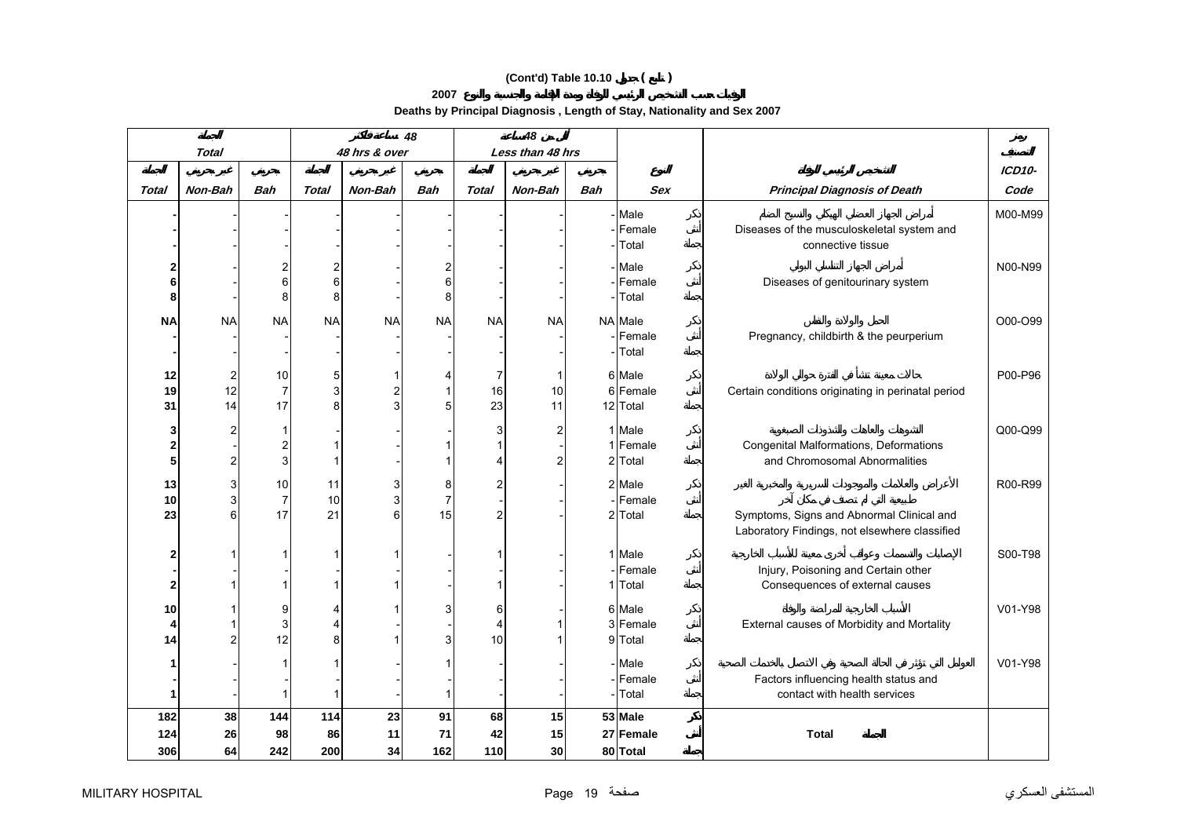# (Cont'd) Table 10.10 جدول ( تابع )

## الوفيات حسب التشخيص الرئيسي للوفاة ومدة الإقامة والجنسية والنوع 2007

## Deaths by Principal Diagnosis , Length of Stay, Nationality and Sex 2007

| الجملة Total | | | 48 ساعة فأكثر 48 hrs & over | | | أقل من 48 ساعة Less than 48 hrs | | | | | | رمز التصنيف |
|---|---|---|---|---|---|---|---|---|---|---|---|---|
| الجملة Total | غير بحريني Non-Bah | بحريني Bah | الجملة Total | غير بحريني Non-Bah | بحريني Bah | الجملة Total | غير بحريني Non-Bah | بحريني Bah | النوع Sex | | التشخيص الرئيسي للوفاة Principal Diagnosis of Death | ICD10-Code |
| - | - | - | - | - | - | - | - | - | Male | ذكر | أمراض الجهاز العضلي الهيكلي والنسيج الضام | M00-M99 |
| - | - | - | - | - | - | - | - | - | Female | أنثى | Diseases of the musculoskeletal system and | |
| - | - | - | - | - | - | - | - | - | Total | جملة | connective tissue | |
| 2 | - | 2 | 2 | - | 2 | - | - | - | Male | ذكر | أمراض الجهاز التناسلي البولي | N00-N99 |
| 6 | - | 6 | 6 | - | 6 | - | - | - | Female | أنثى | Diseases of genitourinary system | |
| 8 | - | 8 | 8 | - | 8 | - | - | - | Total | جملة | | |
| NA | NA | NA | NA | NA | NA | NA | NA | NA | Male | ذكر | الحمل والولادة والنفاس | O00-O99 |
| - | - | - | - | - | - | - | - | - | Female | أنثى | Pregnancy, childbirth & the peurperium | |
| - | - | - | - | - | - | - | - | - | Total | جملة | | |
| 12 | 2 | 10 | 5 | 1 | 4 | 7 | 1 | 6 | Male | ذكر | حالات معينة تنشأ في الفترة حوالي الولادة | P00-P96 |
| 19 | 12 | 7 | 3 | 2 | 1 | 16 | 10 | 6 | Female | أنثى | Certain conditions originating in perinatal period | |
| 31 | 14 | 17 | 8 | 3 | 5 | 23 | 11 | 12 | Total | جملة | | |
| 3 | 2 | 1 | - | - | - | 3 | 2 | 1 | Male | ذكر | التشوهات والعاهات والشذوذات الصبغوية | Q00-Q99 |
| 2 | - | 2 | 1 | - | 1 | 1 | - | 1 | Female | أنثى | Congenital Malformations, Deformations | |
| 5 | 2 | 3 | 1 | - | 1 | 4 | 2 | 2 | Total | جملة | and Chromosomal Abnormalities | |
| 13 | 3 | 10 | 11 | 3 | 8 | 2 | - | 2 | Male | ذكر | الأعراض والعلامات والموجودات السريرية والمختبرية الغير طبيعية التي لم تصنف في مكان آخر | R00-R99 |
| 10 | 3 | 7 | 10 | 3 | 7 | - | - | - | Female | أنثى | Symptoms, Signs and Abnormal Clinical and | |
| 23 | 6 | 17 | 21 | 6 | 15 | 2 | - | 2 | Total | جملة | Laboratory Findings, not elsewhere classified | |
| 2 | 1 | 1 | 1 | 1 | - | 1 | - | 1 | Male | ذكر | الإصابات والتسممات وعواقب أخرى معينة للأسباب الخارجية | S00-T98 |
| - | - | - | - | - | - | - | - | - | Female | أنثى | Injury, Poisoning and Certain other | |
| 2 | 1 | 1 | 1 | 1 | - | 1 | - | 1 | Total | جملة | Consequences of external causes | |
| 10 | 1 | 9 | 4 | 1 | 3 | 6 | - | 6 | Male | ذكر | الأسباب الخارجية للمراضة والوفاة | V01-Y98 |
| 4 | 1 | 3 | 4 | - | - | 4 | 1 | 3 | Female | أنثى | External causes of Morbidity and Mortality | |
| 14 | 2 | 12 | 8 | 1 | 3 | 10 | 1 | 9 | Total | جملة | | |
| 1 | - | 1 | 1 | - | 1 | - | - | - | Male | ذكر | العوامل التي تؤثر في الحالة الصحية وفي الاتصال بالخدمات الصحية | V01-Y98 |
| - | - | - | - | - | - | - | - | - | Female | أنثى | Factors influencing health status and | |
| 1 | - | 1 | 1 | - | 1 | - | - | - | Total | جملة | contact with health services | |
| **182** | **38** | **144** | **114** | **23** | **91** | **68** | **15** | **53** | **Male** | **ذكر** | | |
| **124** | **26** | **98** | **86** | **11** | **71** | **42** | **15** | **27** | **Female** | **أنثى** | **Total الجملة** | |
| **306** | **64** | **242** | **200** | **34** | **162** | **110** | **30** | **80** | **Total** | **جملة** | | |

MILITARY HOSPITAL المستشفى العسكري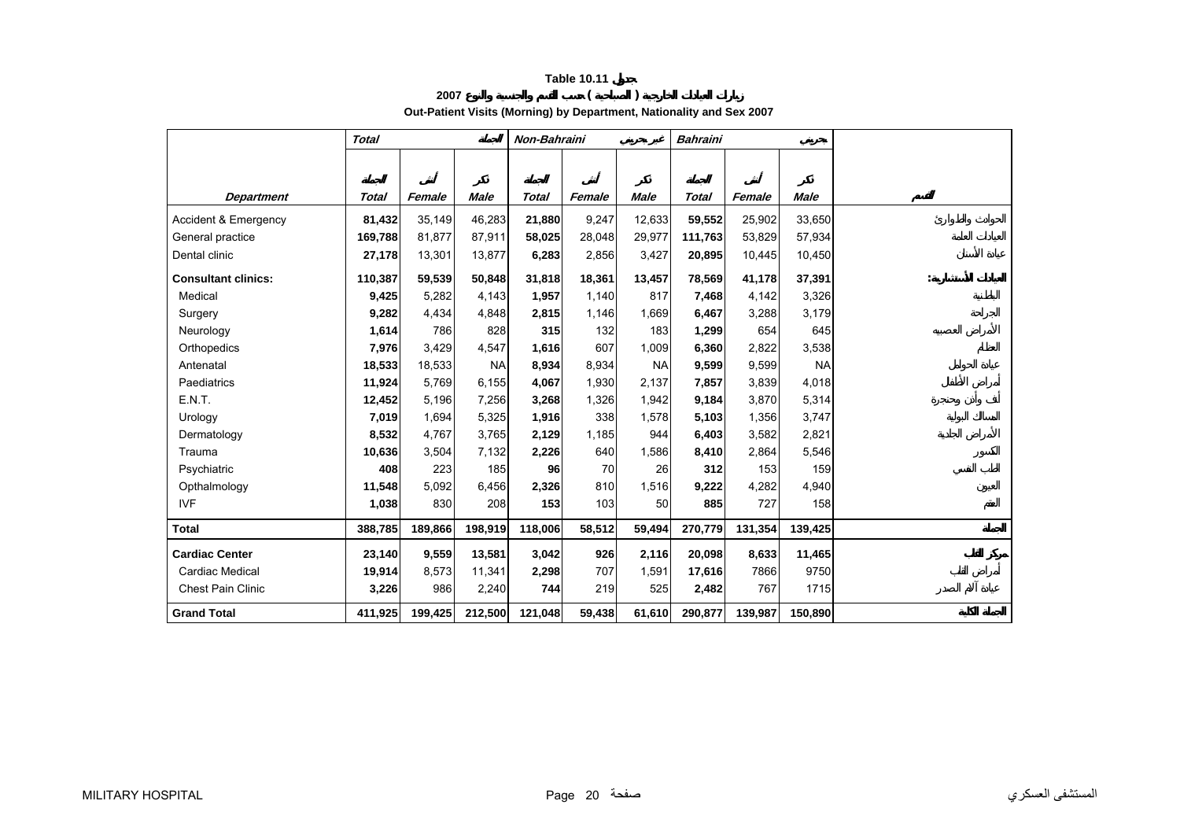**Table 10.11 جدول**

**زيارات العيادات الخارجية ( الصباحية ) حسب القسم والجنسية والنوع 2007**

**Out-Patient Visits (Morning) by Department, Nationality and Sex 2007**

| | *Total* | | الجملة | *Non-Bahraini* | | غير بحريني | *Bahraini* | | بحريني | |
|---|---|---|---|---|---|---|---|---|---|---|
| *Department* | الجملة *Total* | أنثى *Female* | ذكر *Male* | الجملة *Total* | أنثى *Female* | ذكر *Male* | الجملة *Total* | أنثى *Female* | ذكر *Male* | القسم |
| Accident & Emergency | **81,432** | 35,149 | 46,283 | **21,880** | 9,247 | 12,633 | **59,552** | 25,902 | 33,650 | الحوادث والطوارئ |
| General practice | **169,788** | 81,877 | 87,911 | **58,025** | 28,048 | 29,977 | **111,763** | 53,829 | 57,934 | العيادات العامة |
| Dental clinic | **27,178** | 13,301 | 13,877 | **6,283** | 2,856 | 3,427 | **20,895** | 10,445 | 10,450 | عيادة الأسنان |
| **Consultant clinics:** | **110,387** | **59,539** | **50,848** | **31,818** | **18,361** | **13,457** | **78,569** | **41,178** | **37,391** | **العيادات الاستشارية :** |
| Medical | **9,425** | 5,282 | 4,143 | **1,957** | 1,140 | 817 | **7,468** | 4,142 | 3,326 | الباطنية |
| Surgery | **9,282** | 4,434 | 4,848 | **2,815** | 1,146 | 1,669 | **6,467** | 3,288 | 3,179 | الجراحة |
| Neurology | **1,614** | 786 | 828 | **315** | 132 | 183 | **1,299** | 654 | 645 | الأمراض العصبيه |
| Orthopedics | **7,976** | 3,429 | 4,547 | **1,616** | 607 | 1,009 | **6,360** | 2,822 | 3,538 | العظام |
| Antenatal | **18,533** | 18,533 | NA | **8,934** | 8,934 | NA | **9,599** | 9,599 | NA | عيادة الحوامل |
| Paediatrics | **11,924** | 5,769 | 6,155 | **4,067** | 1,930 | 2,137 | **7,857** | 3,839 | 4,018 | أمراض الأطفال |
| E.N.T. | **12,452** | 5,196 | 7,256 | **3,268** | 1,326 | 1,942 | **9,184** | 3,870 | 5,314 | أنف وأذن وحنجرة |
| Urology | **7,019** | 1,694 | 5,325 | **1,916** | 338 | 1,578 | **5,103** | 1,356 | 3,747 | المسالك البولية |
| Dermatology | **8,532** | 4,767 | 3,765 | **2,129** | 1,185 | 944 | **6,403** | 3,582 | 2,821 | الأمراض الجلدية |
| Trauma | **10,636** | 3,504 | 7,132 | **2,226** | 640 | 1,586 | **8,410** | 2,864 | 5,546 | الكسور |
| Psychiatric | **408** | 223 | 185 | **96** | 70 | 26 | **312** | 153 | 159 | الطب النفسي |
| Opthalmology | **11,548** | 5,092 | 6,456 | **2,326** | 810 | 1,516 | **9,222** | 4,282 | 4,940 | العيون |
| IVF | **1,038** | 830 | 208 | **153** | 103 | 50 | **885** | 727 | 158 | العقم |
| **Total** | **388,785** | **189,866** | **198,919** | **118,006** | **58,512** | **59,494** | **270,779** | **131,354** | **139,425** | **الجملة** |
| **Cardiac Center** | **23,140** | **9,559** | **13,581** | **3,042** | **926** | **2,116** | **20,098** | **8,633** | **11,465** | **مركز القلب** |
| Cardiac Medical | **19,914** | 8,573 | 11,341 | **2,298** | 707 | 1,591 | **17,616** | 7866 | 9750 | أمراض القلب |
| Chest Pain Clinic | **3,226** | 986 | 2,240 | **744** | 219 | 525 | **2,482** | 767 | 1715 | عيادة آلام الصدر |
| **Grand Total** | **411,925** | **199,425** | **212,500** | **121,048** | **59,438** | **61,610** | **290,877** | **139,987** | **150,890** | **الجملة الكلية** |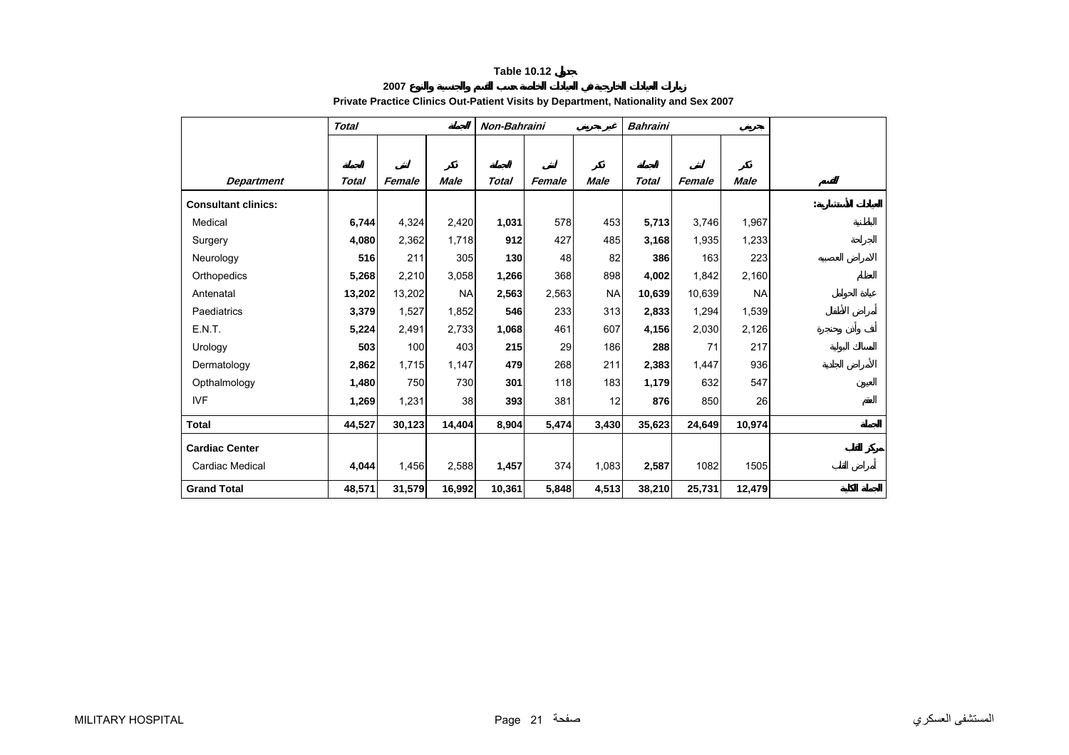**Table 10.12 جدول**

**زيارات العيادات الخارجية في العيادات الخاصة حسب القسم والجنسية والنوع 2007**

**Private Practice Clinics Out-Patient Visits by Department, Nationality and Sex 2007**

| | *Total* | | *الجملة* | *Non-Bahraini* | | *غير بحريني* | *Bahraini* | | *بحريني* | |
|---|---|---|---|---|---|---|---|---|---|---|
| | *الجملة* | *أنثى* | *ذكر* | *الجملة* | *أنثى* | *ذكر* | *الجملة* | *أنثى* | *ذكر* | |
| ***Department*** | ***Total*** | ***Female*** | ***Male*** | ***Total*** | ***Female*** | ***Male*** | ***Total*** | ***Female*** | ***Male*** | ***القسم*** |
| **Consultant clinics:** | | | | | | | | | | **العيادات الأستشارية:** |
| Medical | **6,744** | 4,324 | 2,420 | **1,031** | 578 | 453 | **5,713** | 3,746 | 1,967 | الباطنية |
| Surgery | **4,080** | 2,362 | 1,718 | **912** | 427 | 485 | **3,168** | 1,935 | 1,233 | الجراحة |
| Neurology | **516** | 211 | 305 | **130** | 48 | 82 | **386** | 163 | 223 | الامراض العصبيه |
| Orthopedics | **5,268** | 2,210 | 3,058 | **1,266** | 368 | 898 | **4,002** | 1,842 | 2,160 | العظام |
| Antenatal | **13,202** | 13,202 | NA | **2,563** | 2,563 | NA | **10,639** | 10,639 | NA | عيادة الحوامل |
| Paediatrics | **3,379** | 1,527 | 1,852 | **546** | 233 | 313 | **2,833** | 1,294 | 1,539 | أمراض الأطفال |
| E.N.T. | **5,224** | 2,491 | 2,733 | **1,068** | 461 | 607 | **4,156** | 2,030 | 2,126 | أنف وأذن وحنجرة |
| Urology | **503** | 100 | 403 | **215** | 29 | 186 | **288** | 71 | 217 | المسالك البولية |
| Dermatology | **2,862** | 1,715 | 1,147 | **479** | 268 | 211 | **2,383** | 1,447 | 936 | الأمراض الجلدية |
| Opthalmology | **1,480** | 750 | 730 | **301** | 118 | 183 | **1,179** | 632 | 547 | العيون |
| IVF | **1,269** | 1,231 | 38 | **393** | 381 | 12 | **876** | 850 | 26 | العقم |
| **Total** | **44,527** | **30,123** | **14,404** | **8,904** | **5,474** | **3,430** | **35,623** | **24,649** | **10,974** | **الجملة** |
| **Cardiac Center** | | | | | | | | | | **مركز القلب** |
| Cardiac Medical | **4,044** | 1,456 | 2,588 | **1,457** | 374 | 1,083 | **2,587** | 1082 | 1505 | أمراض القلب |
| **Grand Total** | **48,571** | **31,579** | **16,992** | **10,361** | **5,848** | **4,513** | **38,210** | **25,731** | **12,479** | **الجملة الكلية** |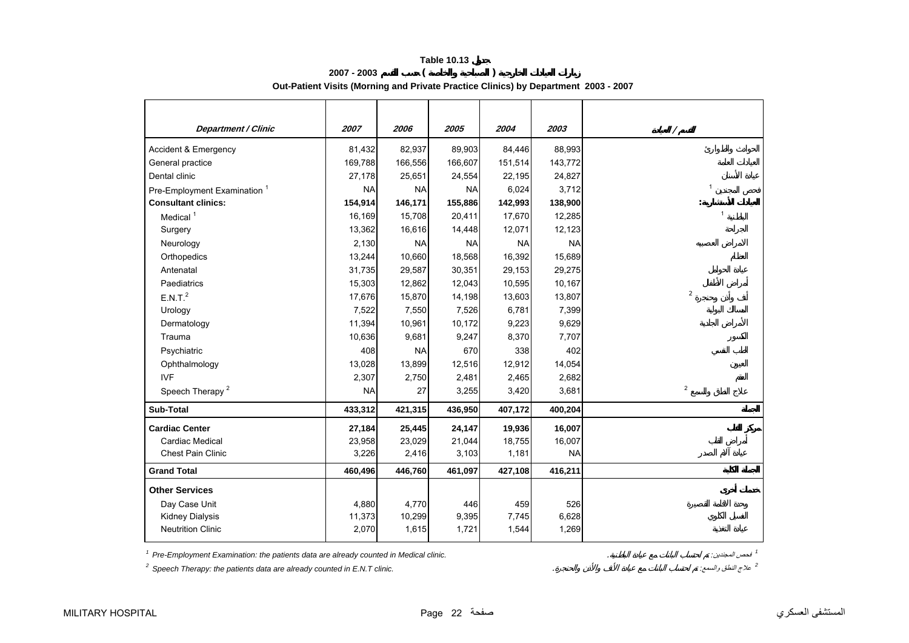# Table 10.13 جدول

## زيارات العيادات الخارجية ( الصباحية والخاصة ) حسب القسم 2003 - 2007

## Out-Patient Visits (Morning and Private Practice Clinics) by Department 2003 - 2007

| Department / Clinic | 2007 | 2006 | 2005 | 2004 | 2003 | القسم / العيادة |
|---|---|---|---|---|---|---|
| Accident & Emergency | 81,432 | 82,937 | 89,903 | 84,446 | 88,993 | الحوادث والطوارئ |
| General practice | 169,788 | 166,556 | 166,607 | 151,514 | 143,772 | العيادات العامة |
| Dental clinic | 27,178 | 25,651 | 24,554 | 22,195 | 24,827 | عيادة الأسنان |
| Pre-Employment Examination [1] | NA | NA | NA | 6,024 | 3,712 | فحص المجندين [1] |
| **Consultant clinics:** | **154,914** | **146,171** | **155,886** | **142,993** | **138,900** | **العيادات الاستشارية:** |
| Medical [1] | 16,169 | 15,708 | 20,411 | 17,670 | 12,285 | الباطنية [1] |
| Surgery | 13,362 | 16,616 | 14,448 | 12,071 | 12,123 | الجراحة |
| Neurology | 2,130 | NA | NA | NA | NA | الامراض العصبيه |
| Orthopedics | 13,244 | 10,660 | 18,568 | 16,392 | 15,689 | العظام |
| Antenatal | 31,735 | 29,587 | 30,351 | 29,153 | 29,275 | عيادة الحوامل |
| Paediatrics | 15,303 | 12,862 | 12,043 | 10,595 | 10,167 | أمراض الأطفال |
| E.N.T. [2] | 17,676 | 15,870 | 14,198 | 13,603 | 13,807 | أنف وأذن وحنجرة [2] |
| Urology | 7,522 | 7,550 | 7,526 | 6,781 | 7,399 | المسالك البولية |
| Dermatology | 11,394 | 10,961 | 10,172 | 9,223 | 9,629 | الأمراض الجلدية |
| Trauma | 10,636 | 9,681 | 9,247 | 8,370 | 7,707 | الكسور |
| Psychiatric | 408 | NA | 670 | 338 | 402 | الطب النفسي |
| Ophthalmology | 13,028 | 13,899 | 12,516 | 12,912 | 14,054 | العيون |
| IVF | 2,307 | 2,750 | 2,481 | 2,465 | 2,682 | العقم |
| Speech Therapy [2] | NA | 27 | 3,255 | 3,420 | 3,681 | علاج النطق والسمع [2] |
| **Sub-Total** | **433,312** | **421,315** | **436,950** | **407,172** | **400,204** | **الجملة** |
| **Cardiac Center** | **27,184** | **25,445** | **24,147** | **19,936** | **16,007** | **مركز القلب** |
| Cardiac Medical | 23,958 | 23,029 | 21,044 | 18,755 | 16,007 | أمراض القلب |
| Chest Pain Clinic | 3,226 | 2,416 | 3,103 | 1,181 | NA | عيادة آلام الصدر |
| **Grand Total** | **460,496** | **446,760** | **461,097** | **427,108** | **416,211** | **الجملة الكلية** |
| **Other Services** | | | | | | **خدمات أخرى** |
| Day Case Unit | 4,880 | 4,770 | 446 | 459 | 526 | وحدة الاقامة القصيرة |
| Kidney Dialysis | 11,373 | 10,299 | 9,395 | 7,745 | 6,628 | الغسيل الكلوي |
| Neutrition Clinic | 2,070 | 1,615 | 1,721 | 1,544 | 1,269 | عيادة التغذية |

[1] *Pre-Employment Examination: the patients data are already counted in Medical clinic.*

[1] فحص المجندين: تم احتساب البيانات مع عيادة الباطنية.

[2] *Speech Therapy: the patients data are already counted in E.N.T clinic.*

[2] علاج النطق والسمع: تم احتساب البيانات مع عيادة الأنف والأذن والحنجرة.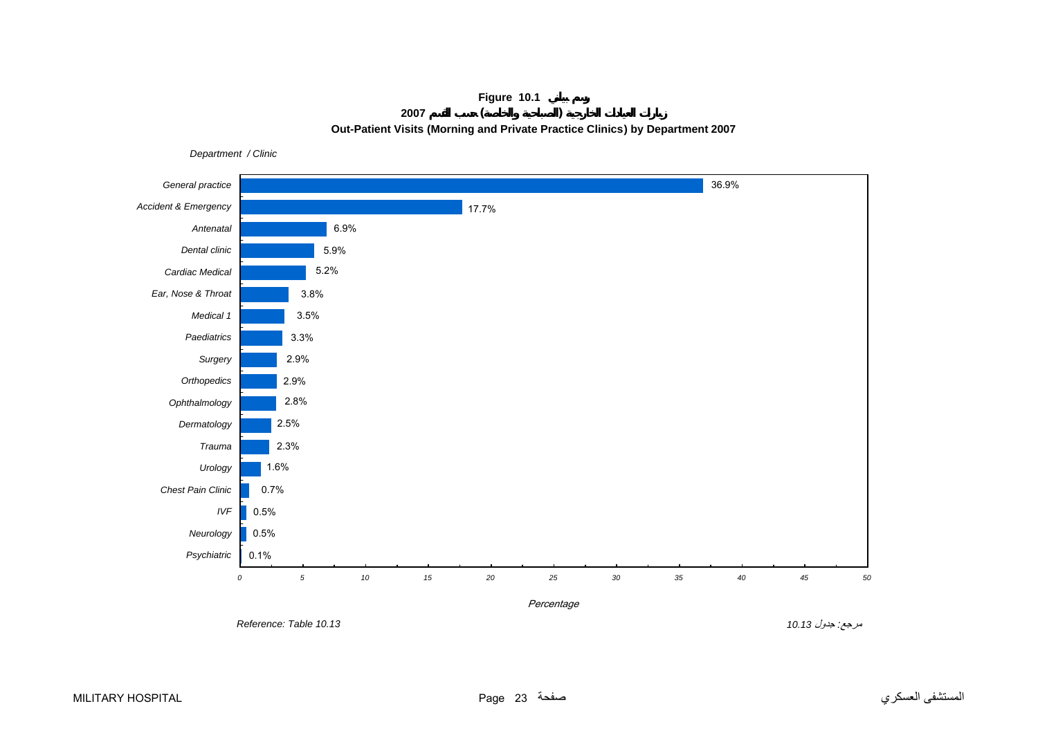**Figure 10.1 رسم بياني**

**زيارات العيادات الخارجية (الصباحية والخاصة) حسب القسم 2007**

**Out-Patient Visits (Morning and Private Practice Clinics) by Department 2007**

*Department / Clinic*

General practice
36.9%
Accident & Emergency
17.7%
Antenatal
6.9%
Dental clinic
5.9%
Cardiac Medical
5.2%
Ear, Nose & Throat
3.8%
Medical 1
3.5%
Paediatrics
3.3%
Surgery
2.9%
Orthopedics
2.9%
Ophthalmology
2.8%
Dermatology
2.5%
Trauma
2.3%
Urology
1.6%
Chest Pain Clinic
0.7%
IVF
0.5%
Neurology
0.5%
Psychiatric
0.1%

0 5 10 15 20 25 30 35 40 45 50

*Percentage*

*Reference: Table 10.13*

*مرجع: جدول 10.13*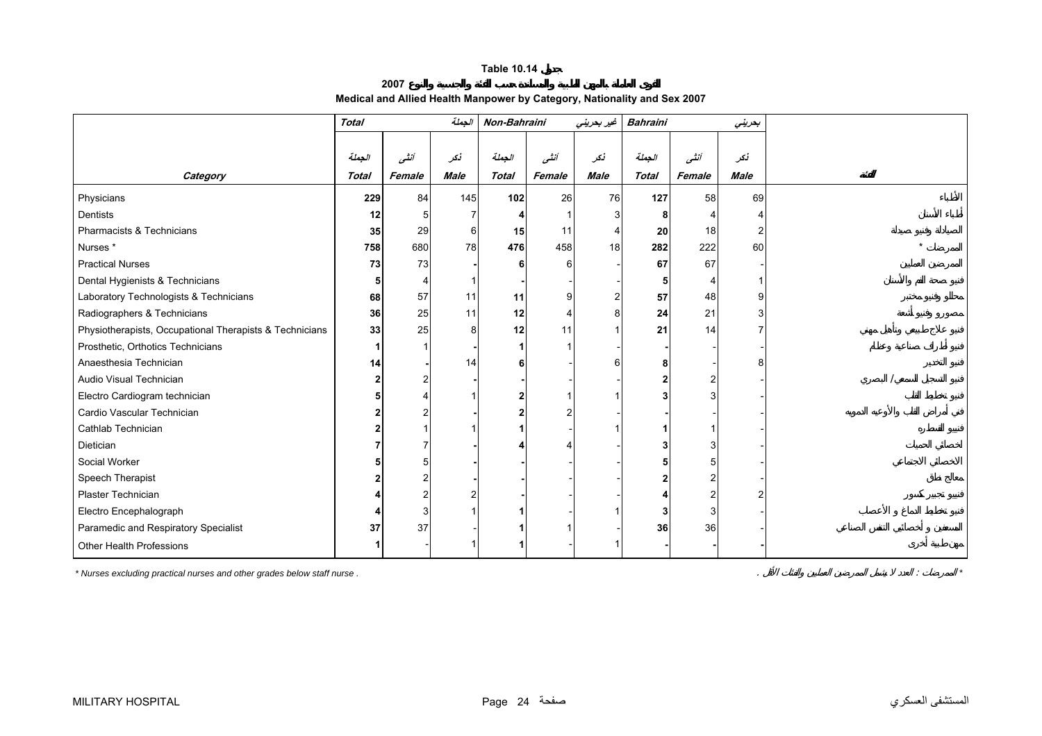# Table 10.14 جدول

## 2007 القوى العاملة بالمهن الطبية والمساندة حسب الفئة والجنسية والنوع

## Medical and Allied Health Manpower by Category, Nationality and Sex 2007

| | Total | | الجملة | Non-Bahraini | | غير بحريني | Bahraini | | بحريني | |
|---|---|---|---|---|---|---|---|---|---|---|
| | الجملة | أنثى | ذكر | الجملة | أنثى | ذكر | الجملة | أنثى | ذكر | |
| **Category** | **Total** | **Female** | **Male** | **Total** | **Female** | **Male** | **Total** | **Female** | **Male** | **الفئة** |
| Physicians | **229** | 84 | 145 | **102** | 26 | 76 | **127** | 58 | 69 | الأطباء |
| Dentists | **12** | 5 | 7 | **4** | 1 | 3 | **8** | 4 | 4 | أطباء الأسنان |
| Pharmacists & Technicians | **35** | 29 | 6 | **15** | 11 | 4 | **20** | 18 | 2 | الصيادلة وفنيو صيدلة |
| Nurses * | **758** | 680 | 78 | **476** | 458 | 18 | **282** | 222 | 60 | الممرضات * |
| Practical Nurses | **73** | 73 | - | **6** | 6 | - | **67** | 67 | - | الممرضون العاملون |
| Dental Hygienists & Technicians | **5** | 4 | 1 | **-** | - | - | **5** | 4 | 1 | فنيو صحة الفم والأسنان |
| Laboratory Technologists & Technicians | **68** | 57 | 11 | **11** | 9 | 2 | **57** | 48 | 9 | محللو وفنيو مختبر |
| Radiographers & Technicians | **36** | 25 | 11 | **12** | 4 | 8 | **24** | 21 | 3 | مصورو وفنيو أشعة |
| Physiotherapists, Occupational Therapists & Technicians | **33** | 25 | 8 | **12** | 11 | 1 | **21** | 14 | 7 | فنيو علاج طبيعي وتأهيل مهني |
| Prosthetic, Orthotics Technicians | **1** | 1 | - | **1** | 1 | - | **-** | - | - | فنيو أطراف صناعية وعظام |
| Anaesthesia Technician | **14** | - | 14 | **6** | - | 6 | **8** | - | 8 | فنيو التخدير |
| Audio Visual Technician | **2** | 2 | - | **-** | - | - | **2** | 2 | - | فنيو التسجيل السمعي / البصري |
| Electro Cardiogram technician | **5** | 4 | 1 | **2** | 1 | 1 | **3** | 3 | - | فنيو تخطيط القلب |
| Cardio Vascular Technician | **2** | 2 | - | **2** | 2 | - | **-** | - | - | فني أمراض القلب والأوعية الدموية |
| Cathlab Technician | **2** | 1 | 1 | **1** | - | 1 | **1** | 1 | - | فنيو القسطرة |
| Dietician | **7** | 7 | - | **4** | 4 | - | **3** | 3 | - | أخصائي الحميات |
| Social Worker | **5** | 5 | - | **-** | - | - | **5** | 5 | - | الأخصائي الاجتماعي |
| Speech Therapist | **2** | 2 | - | **-** | - | - | **2** | 2 | - | معالج نطق |
| Plaster Technician | **4** | 2 | 2 | **-** | - | - | **4** | 2 | 2 | فنيو تجبير كسور |
| Electro Encephalograph | **4** | 3 | 1 | **1** | - | 1 | **3** | 3 | - | فنيو تخطيط الدماغ و الأعصاب |
| Paramedic and Respiratory Specialist | **37** | 37 | - | **1** | 1 | - | **36** | 36 | - | المسعفين و أخصائي التنفس الصناعي |
| Other Health Professions | **1** | - | 1 | **1** | - | 1 | **-** | **-** | **-** | مهن طبية أخرى |

*\* Nurses excluding practical nurses and other grades below staff nurse .*

*\* الممرضات : العدد لا يشمل الممرضين العاملين والفئات الأقل .*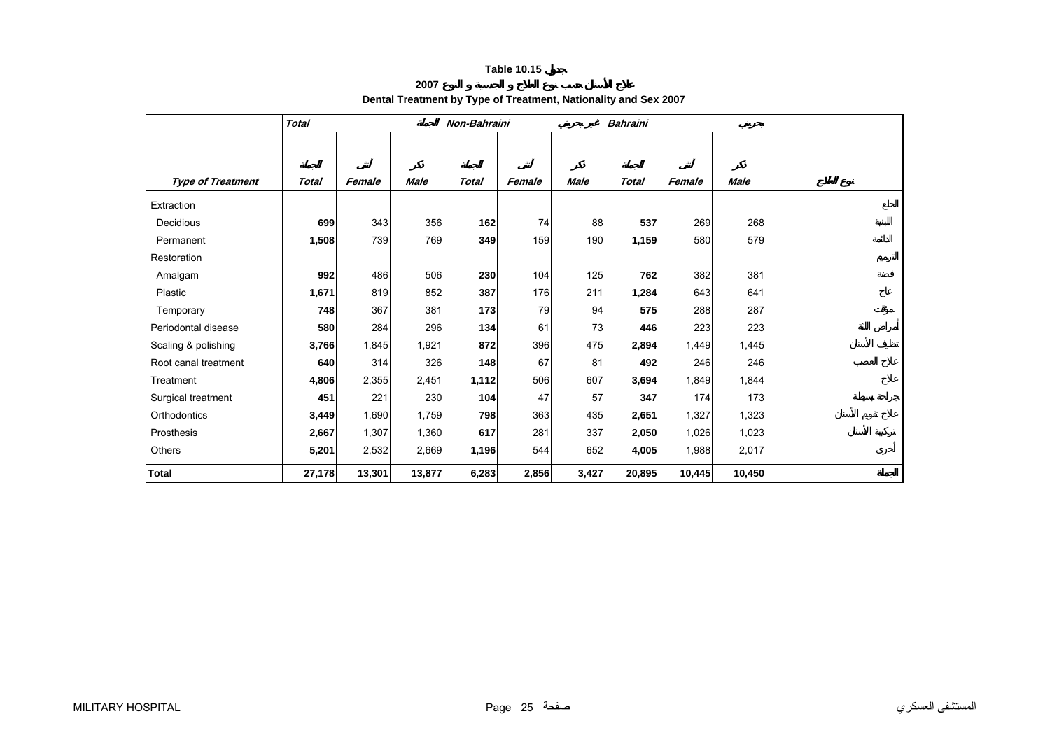# Table 10.15 جدول

## علاج الأسنان حسب نوع العلاج و الجنسية و النوع 2007

## Dental Treatment by Type of Treatment, Nationality and Sex 2007

| | Total | | الجملة | Non-Bahraini | | غير بحريني | Bahraini | | بحريني | |
|---|---|---|---|---|---|---|---|---|---|---|
| | الجملة | أنثى | ذكر | الجملة | أنثى | ذكر | الجملة | أنثى | ذكر | |
| **Type of Treatment** | **Total** | **Female** | **Male** | **Total** | **Female** | **Male** | **Total** | **Female** | **Male** | **نوع العلاج** |
| Extraction | | | | | | | | | | الخلع |
| Decidious | **699** | 343 | 356 | **162** | 74 | 88 | **537** | 269 | 268 | اللبنية |
| Permanent | **1,508** | 739 | 769 | **349** | 159 | 190 | **1,159** | 580 | 579 | الدائمة |
| Restoration | | | | | | | | | | الترميم |
| Amalgam | **992** | 486 | 506 | **230** | 104 | 125 | **762** | 382 | 381 | فضة |
| Plastic | **1,671** | 819 | 852 | **387** | 176 | 211 | **1,284** | 643 | 641 | عاج |
| Temporary | **748** | 367 | 381 | **173** | 79 | 94 | **575** | 288 | 287 | مؤقت |
| Periodontal disease | **580** | 284 | 296 | **134** | 61 | 73 | **446** | 223 | 223 | أمراض اللثة |
| Scaling & polishing | **3,766** | 1,845 | 1,921 | **872** | 396 | 475 | **2,894** | 1,449 | 1,445 | تنظيف الأسنان |
| Root canal treatment | **640** | 314 | 326 | **148** | 67 | 81 | **492** | 246 | 246 | علاج العصب |
| Treatment | **4,806** | 2,355 | 2,451 | **1,112** | 506 | 607 | **3,694** | 1,849 | 1,844 | علاج |
| Surgical treatment | **451** | 221 | 230 | **104** | 47 | 57 | **347** | 174 | 173 | جراحة بسيطة |
| Orthodontics | **3,449** | 1,690 | 1,759 | **798** | 363 | 435 | **2,651** | 1,327 | 1,323 | علاج تقويم الأسنان |
| Prosthesis | **2,667** | 1,307 | 1,360 | **617** | 281 | 337 | **2,050** | 1,026 | 1,023 | تركيبة الأسنان |
| Others | **5,201** | 2,532 | 2,669 | **1,196** | 544 | 652 | **4,005** | 1,988 | 2,017 | أخرى |
| **Total** | **27,178** | **13,301** | **13,877** | **6,283** | **2,856** | **3,427** | **20,895** | **10,445** | **10,450** | **الجملة** |

MILITARY HOSPITAL المستشفى العسكري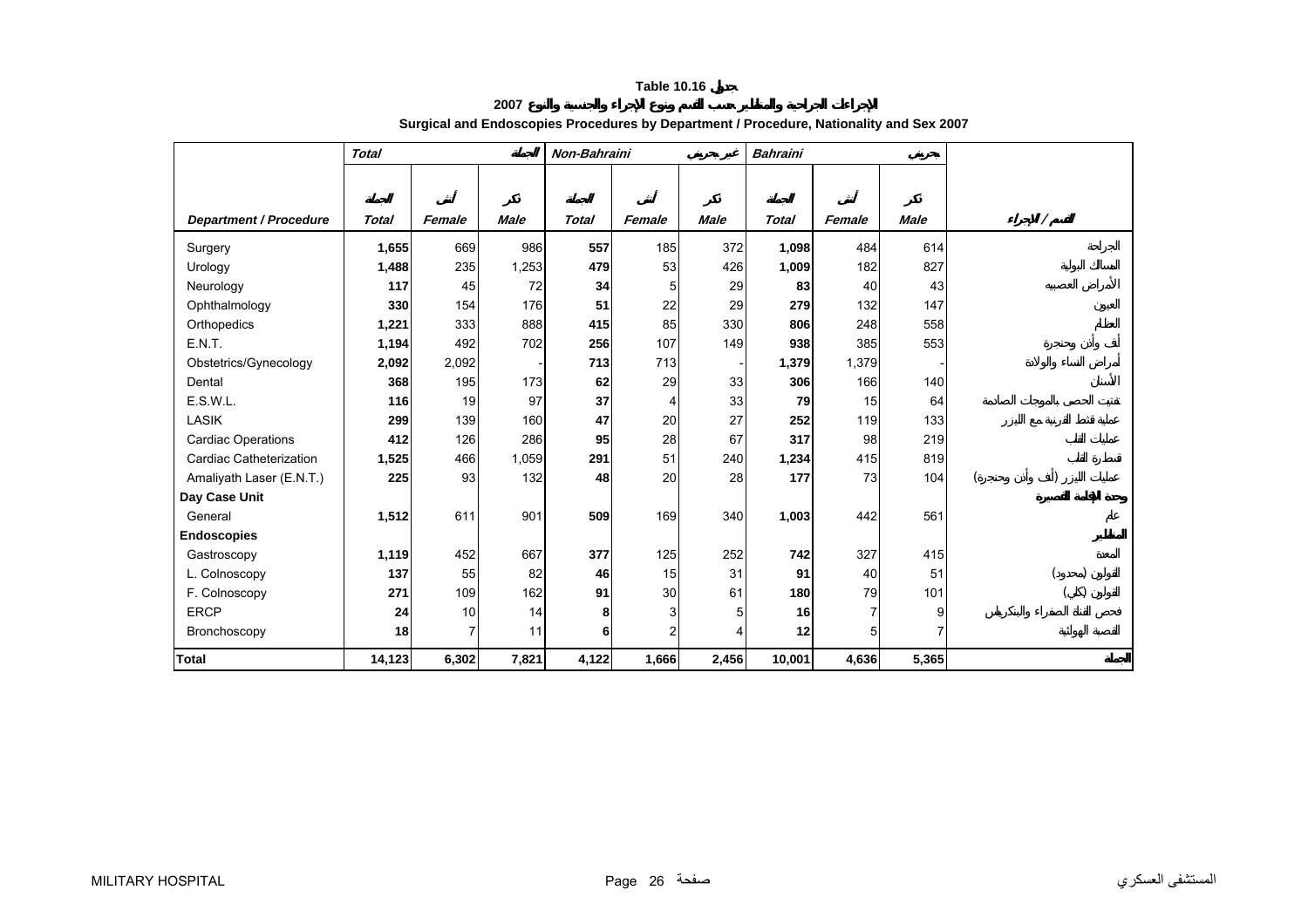**Table 10.16 جدول**

**الإجراءات الجراحية والمناظير حسب القسم ونوع الإجراء والجنسية والنوع 2007**

**Surgical and Endoscopies Procedures by Department / Procedure, Nationality and Sex 2007**

| | *Total* | | المجموع | *Non-Bahraini* | | غير بحريني | *Bahraini* | | بحريني | |
|---|---|---|---|---|---|---|---|---|---|---|
| | المجموع | أنثى | ذكر | المجموع | أنثى | ذكر | المجموع | أنثى | ذكر | |
| ***Department / Procedure*** | ***Total*** | ***Female*** | ***Male*** | ***Total*** | ***Female*** | ***Male*** | ***Total*** | ***Female*** | ***Male*** | **القسم / الإجراء** |
| Surgery | **1,655** | 669 | 986 | **557** | 185 | 372 | **1,098** | 484 | 614 | الجراحة |
| Urology | **1,488** | 235 | 1,253 | **479** | 53 | 426 | **1,009** | 182 | 827 | المسالك البولية |
| Neurology | **117** | 45 | 72 | **34** | 5 | 29 | **83** | 40 | 43 | الأمراض العصبية |
| Ophthalmology | **330** | 154 | 176 | **51** | 22 | 29 | **279** | 132 | 147 | العيون |
| Orthopedics | **1,221** | 333 | 888 | **415** | 85 | 330 | **806** | 248 | 558 | العظام |
| E.N.T. | **1,194** | 492 | 702 | **256** | 107 | 149 | **938** | 385 | 553 | أنف وأذن وحنجرة |
| Obstetrics/Gynecology | **2,092** | 2,092 | - | **713** | 713 | - | **1,379** | 1,379 | - | أمراض النساء والولادة |
| Dental | **368** | 195 | 173 | **62** | 29 | 33 | **306** | 166 | 140 | الأسنان |
| E.S.W.L. | **116** | 19 | 97 | **37** | 4 | 33 | **79** | 15 | 64 | تفتيت الحصى بالموجات الصادمة |
| LASIK | **299** | 139 | 160 | **47** | 20 | 27 | **252** | 119 | 133 | عملية قشط القرنية مع الليزر |
| Cardiac Operations | **412** | 126 | 286 | **95** | 28 | 67 | **317** | 98 | 219 | عمليات القلب |
| Cardiac Catheterization | **1,525** | 466 | 1,059 | **291** | 51 | 240 | **1,234** | 415 | 819 | قسطرة القلب |
| Amaliyath Laser (E.N.T.) | **225** | 93 | 132 | **48** | 20 | 28 | **177** | 73 | 104 | عمليات الليزر (أنف وأذن وحنجرة) |
| **Day Case Unit** | | | | | | | | | | **وحدة الإقامة القصيرة** |
| General | **1,512** | 611 | 901 | **509** | 169 | 340 | **1,003** | 442 | 561 | عام |
| **Endoscopies** | | | | | | | | | | **المناظير** |
| Gastroscopy | **1,119** | 452 | 667 | **377** | 125 | 252 | **742** | 327 | 415 | المعدة |
| L. Colnoscopy | **137** | 55 | 82 | **46** | 15 | 31 | **91** | 40 | 51 | القولون (محدود) |
| F. Colnoscopy | **271** | 109 | 162 | **91** | 30 | 61 | **180** | 79 | 101 | القولون (كلي) |
| ERCP | **24** | 10 | 14 | **8** | 3 | 5 | **16** | 7 | 9 | فحص القناة الصفراء والبنكرياس |
| Bronchoscopy | **18** | 7 | 11 | **6** | 2 | 4 | **12** | 5 | 7 | القصبة الهوائية |
| **Total** | **14,123** | **6,302** | **7,821** | **4,122** | **1,666** | **2,456** | **10,001** | **4,636** | **5,365** | **المجموع** |

MILITARY HOSPITAL المستشفى العسكري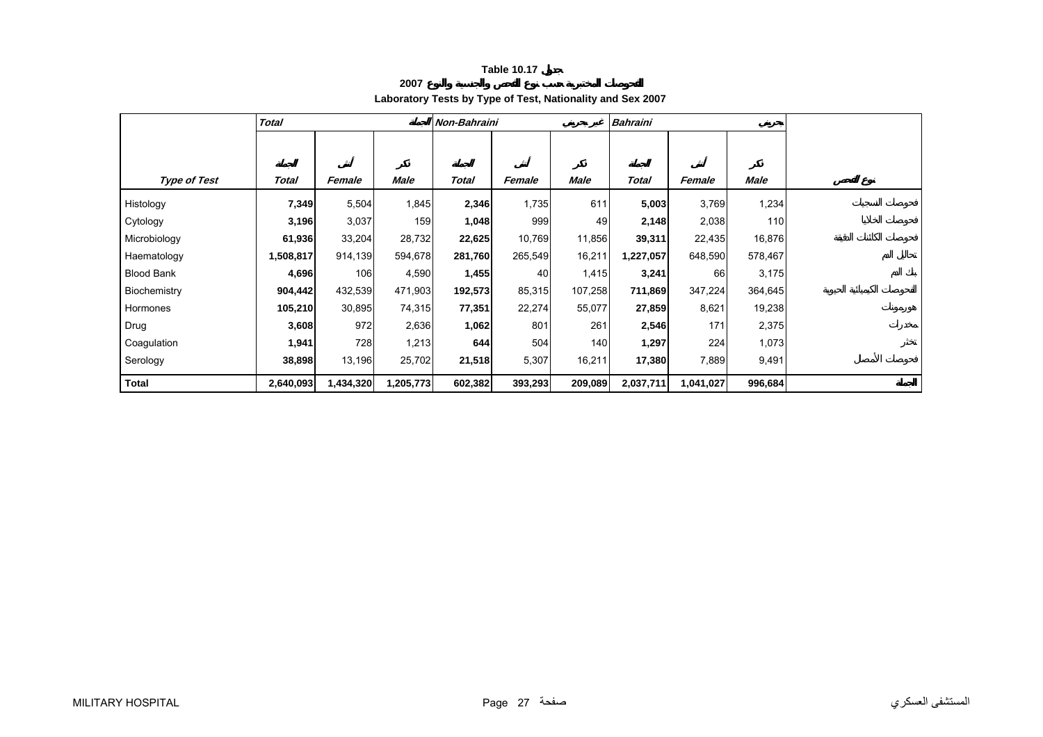# Table 10.17 جدول

## 2007 الفحوصات المختبرية حسب نوع الفحص والجنسية والنوع

## Laboratory Tests by Type of Test, Nationality and Sex 2007

| | *Total* | | الجملة | *Non-Bahraini* | | غير بحريني | *Bahraini* | | بحريني | |
|---|---|---|---|---|---|---|---|---|---|---|
| | الجملة | أنثى | ذكر | الجملة | أنثى | ذكر | الجملة | أنثى | ذكر | |
| ***Type of Test*** | ***Total*** | ***Female*** | ***Male*** | ***Total*** | ***Female*** | ***Male*** | ***Total*** | ***Female*** | ***Male*** | **نوع الفحص** |
| Histology | **7,349** | 5,504 | 1,845 | **2,346** | 1,735 | 611 | **5,003** | 3,769 | 1,234 | فحوصات النسيجات |
| Cytology | **3,196** | 3,037 | 159 | **1,048** | 999 | 49 | **2,148** | 2,038 | 110 | فحوصات الخلايا |
| Microbiology | **61,936** | 33,204 | 28,732 | **22,625** | 10,769 | 11,856 | **39,311** | 22,435 | 16,876 | فحوصات الكائنات الدقيقة |
| Haematology | **1,508,817** | 914,139 | 594,678 | **281,760** | 265,549 | 16,211 | **1,227,057** | 648,590 | 578,467 | تحاليل الدم |
| Blood Bank | **4,696** | 106 | 4,590 | **1,455** | 40 | 1,415 | **3,241** | 66 | 3,175 | بنك الدم |
| Biochemistry | **904,442** | 432,539 | 471,903 | **192,573** | 85,315 | 107,258 | **711,869** | 347,224 | 364,645 | الفحوصات الكيميائية الحيوية |
| Hormones | **105,210** | 30,895 | 74,315 | **77,351** | 22,274 | 55,077 | **27,859** | 8,621 | 19,238 | هورمونات |
| Drug | **3,608** | 972 | 2,636 | **1,062** | 801 | 261 | **2,546** | 171 | 2,375 | مخدرات |
| Coagulation | **1,941** | 728 | 1,213 | **644** | 504 | 140 | **1,297** | 224 | 1,073 | تخثر |
| Serology | **38,898** | 13,196 | 25,702 | **21,518** | 5,307 | 16,211 | **17,380** | 7,889 | 9,491 | فحوصات الأمصال |
| **Total** | **2,640,093** | **1,434,320** | **1,205,773** | **602,382** | **393,293** | **209,089** | **2,037,711** | **1,041,027** | **996,684** | **الجملة** |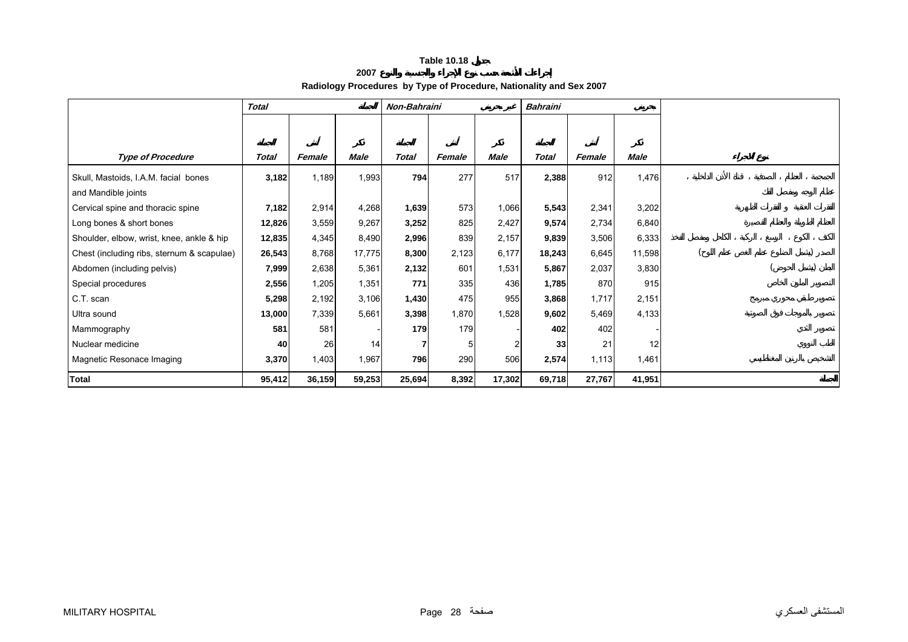# Table 10.18 جدول

## إجراءات الأشعة حسب نوع الإجراء والجنسية والنوع 2007

## Radiology Procedures by Type of Procedure, Nationality and Sex 2007

| | Total | | الجملة | Non-Bahraini | | غير بحريني | Bahraini | | بحريني | |
|---|---|---|---|---|---|---|---|---|---|---|
| | الجملة | أنثى | ذكر | الجملة | أنثى | ذكر | الجملة | أنثى | ذكر | |
| **Type of Procedure** | **Total** | **Female** | **Male** | **Total** | **Female** | **Male** | **Total** | **Female** | **Male** | **نوع الإجراء** |
| Skull, Mastoids, I.A.M. facial bones and Mandible joints | **3,182** | 1,189 | 1,993 | **794** | 277 | 517 | **2,388** | 912 | 1,476 | الجمجمة ، العظام ، الصدغية ، قناة الأذن الداخلية ، عظام الوجه ومفصل الفك |
| Cervical spine and thoracic spine | **7,182** | 2,914 | 4,268 | **1,639** | 573 | 1,066 | **5,543** | 2,341 | 3,202 | الفقرات العنقية و الفقرات الظهرية |
| Long bones & short bones | **12,826** | 3,559 | 9,267 | **3,252** | 825 | 2,427 | **9,574** | 2,734 | 6,840 | العظام الطويلة والعظام القصيرة |
| Shoulder, elbow, wrist, knee, ankle & hip | **12,835** | 4,345 | 8,490 | **2,996** | 839 | 2,157 | **9,839** | 3,506 | 6,333 | الكتف ، الكوع ، الرسغ ، الركبة ، الكاحل ومفصل الفخذ |
| Chest (including ribs, sternum & scapulae) | **26,543** | 8,768 | 17,775 | **8,300** | 2,123 | 6,177 | **18,243** | 6,645 | 11,598 | الصدر (يشمل الضلوع عظم القص عظم اللوح) |
| Abdomen (including pelvis) | **7,999** | 2,638 | 5,361 | **2,132** | 601 | 1,531 | **5,867** | 2,037 | 3,830 | البطن (يشمل الحوض) |
| Special procedures | **2,556** | 1,205 | 1,351 | **771** | 335 | 436 | **1,785** | 870 | 915 | التصوير الملون الخاص |
| C.T. scan | **5,298** | 2,192 | 3,106 | **1,430** | 475 | 955 | **3,868** | 1,717 | 2,151 | التصوير الطبقي المحوري المبرمج |
| Ultra sound | **13,000** | 7,339 | 5,661 | **3,398** | 1,870 | 1,528 | **9,602** | 5,469 | 4,133 | التصوير بالموجات فوق الصوتية |
| Mammography | **581** | 581 | - | **179** | 179 | - | **402** | 402 | - | تصوير الثدي |
| Nuclear medicine | **40** | 26 | 14 | **7** | 5 | 2 | **33** | 21 | 12 | الطب النووي |
| Magnetic Resonace Imaging | **3,370** | 1,403 | 1,967 | **796** | 290 | 506 | **2,574** | 1,113 | 1,461 | التشخيص بالرنين المغناطيسي |
| **Total** | **95,412** | **36,159** | **59,253** | **25,694** | **8,392** | **17,302** | **69,718** | **27,767** | **41,951** | **الجملة** |

MILITARY HOSPITAL — المستشفى العسكري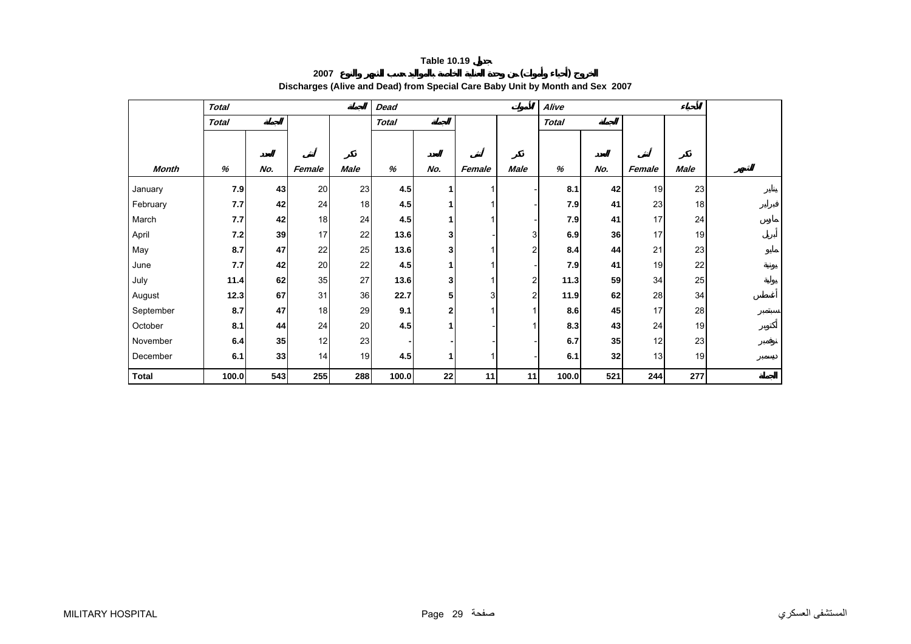**Table 10.19 جدول**

**الخروج (أحياء وأموات) من وحدة العناية الخاصة بالمواليد حسب الشهر والنوع 2007**

**Discharges (Alive and Dead) from Special Care Baby Unit by Month and Sex 2007**

| | *Total* الجملة | | | | *Dead* الأموات | | | | *Alive* الأحياء | | | | |
|---|---|---|---|---|---|---|---|---|---|---|---|---|---|
| | *Total* الجملة | | | | *Total* الجملة | | | | *Total* الجملة | | | | |
| ***Month*** | *%* | *No.* العدد | *Female* أنثى | *Male* ذكر | *%* | *No.* العدد | *Female* أنثى | *Male* ذكر | *%* | *No.* العدد | *Female* أنثى | *Male* ذكر | الشهر |
| January | **7.9** | **43** | 20 | 23 | **4.5** | **1** | 1 | - | **8.1** | **42** | 19 | 23 | يناير |
| February | **7.7** | **42** | 24 | 18 | **4.5** | **1** | 1 | - | **7.9** | **41** | 23 | 18 | فبراير |
| March | **7.7** | **42** | 18 | 24 | **4.5** | **1** | 1 | - | **7.9** | **41** | 17 | 24 | مارس |
| April | **7.2** | **39** | 17 | 22 | **13.6** | **3** | - | 3 | **6.9** | **36** | 17 | 19 | أبريل |
| May | **8.7** | **47** | 22 | 25 | **13.6** | **3** | 1 | 2 | **8.4** | **44** | 21 | 23 | مايو |
| June | **7.7** | **42** | 20 | 22 | **4.5** | **1** | 1 | - | **7.9** | **41** | 19 | 22 | يونية |
| July | **11.4** | **62** | 35 | 27 | **13.6** | **3** | 1 | 2 | **11.3** | **59** | 34 | 25 | يولية |
| August | **12.3** | **67** | 31 | 36 | **22.7** | **5** | 3 | 2 | **11.9** | **62** | 28 | 34 | أغسطس |
| September | **8.7** | **47** | 18 | 29 | **9.1** | **2** | 1 | 1 | **8.6** | **45** | 17 | 28 | سبتمبر |
| October | **8.1** | **44** | 24 | 20 | **4.5** | **1** | - | 1 | **8.3** | **43** | 24 | 19 | أكتوبر |
| November | **6.4** | **35** | 12 | 23 | **-** | **-** | - | - | **6.7** | **35** | 12 | 23 | نوفمبر |
| December | **6.1** | **33** | 14 | 19 | **4.5** | **1** | 1 | - | **6.1** | **32** | 13 | 19 | ديسمبر |
| **Total** | **100.0** | **543** | **255** | **288** | **100.0** | **22** | **11** | **11** | **100.0** | **521** | **244** | **277** | **الجملة** |